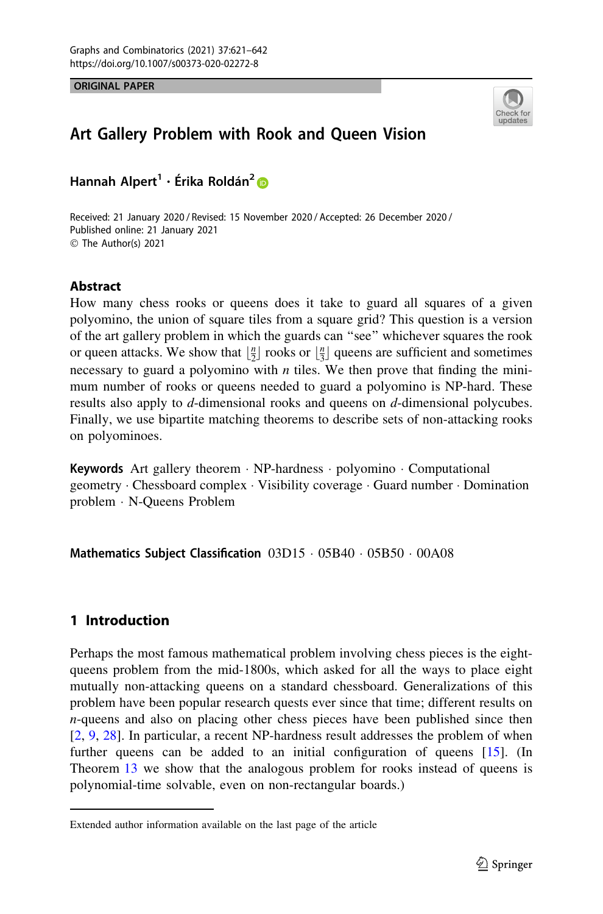ORIGINAL PAPER

# Art Gallery Problem with Rook and Queen Vision

**Hannah Alpert[1] · Érika Roldán[2]**

Received: 21 January 2020 / Revised: 15 November 2020 / Accepted: 26 December 2020 / Published online: 21 January 2021
© The Author(s) 2021

## Abstract

How many chess rooks or queens does it take to guard all squares of a given polyomino, the union of square tiles from a square grid? This question is a version of the art gallery problem in which the guards can "see" whichever squares the rook or queen attacks. We show that $\lfloor \frac{n}{2} \rfloor$ rooks or $\lfloor \frac{n}{3} \rfloor$ queens are sufficient and sometimes necessary to guard a polyomino with $n$ tiles. We then prove that finding the minimum number of rooks or queens needed to guard a polyomino is NP-hard. These results also apply to $d$-dimensional rooks and queens on $d$-dimensional polycubes. Finally, we use bipartite matching theorems to describe sets of non-attacking rooks on polyominoes.

**Keywords** Art gallery theorem · NP-hardness · polyomino · Computational geometry · Chessboard complex · Visibility coverage · Guard number · Domination problem · N-Queens Problem

**Mathematics Subject Classification** 03D15 · 05B40 · 05B50 · 00A08

## 1 Introduction

Perhaps the most famous mathematical problem involving chess pieces is the eight-queens problem from the mid-1800s, which asked for all the ways to place eight mutually non-attacking queens on a standard chessboard. Generalizations of this problem have been popular research quests ever since that time; different results on $n$-queens and also on placing other chess pieces have been published since then [2, 9, 28]. In particular, a recent NP-hardness result addresses the problem of when further queens can be added to an initial configuration of queens [15]. (In Theorem 13 we show that the analogous problem for rooks instead of queens is polynomial-time solvable, even on non-rectangular boards.)

Extended author information available on the last page of the article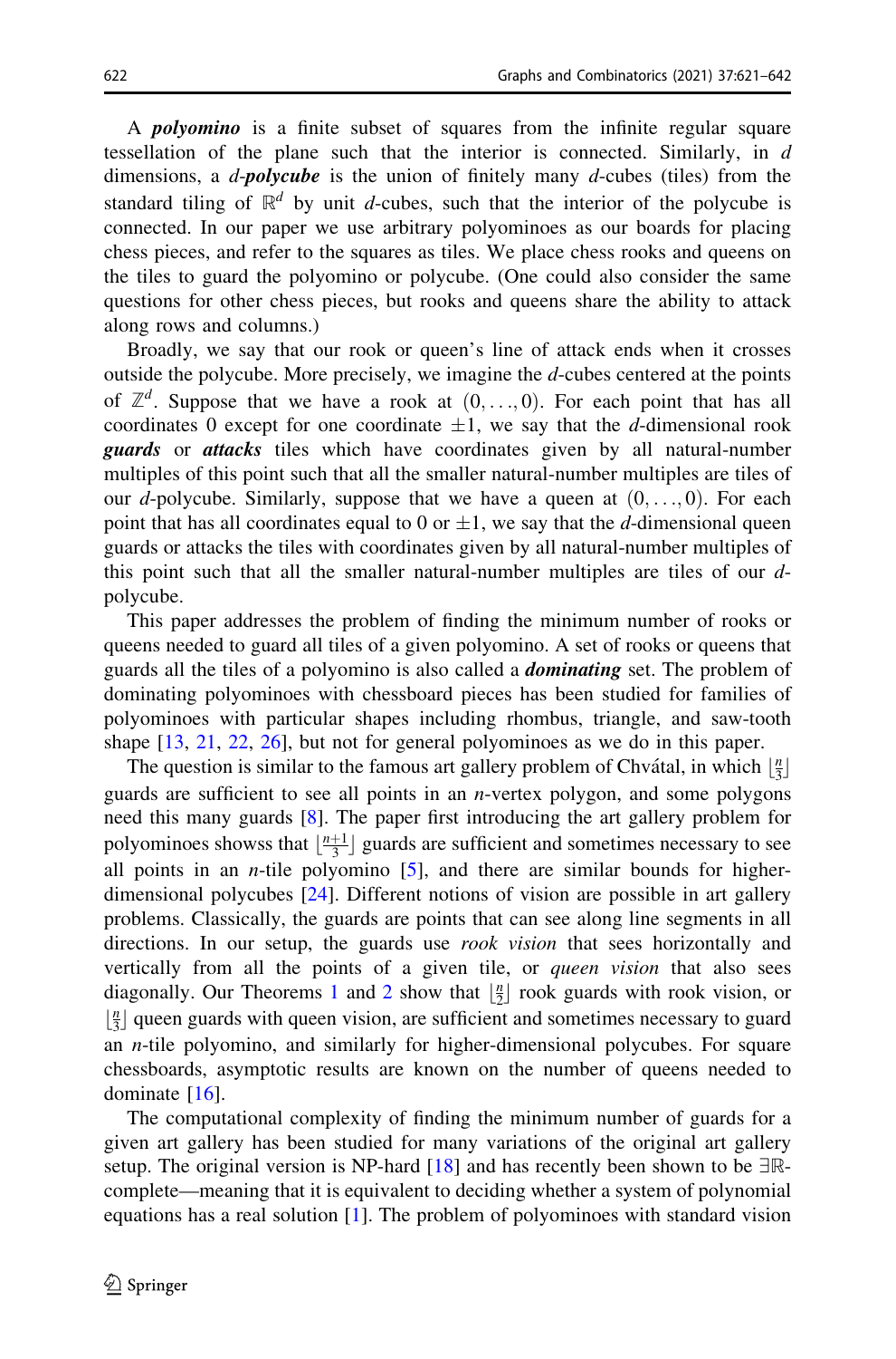A ***polyomino*** is a finite subset of squares from the infinite regular square tessellation of the plane such that the interior is connected. Similarly, in $d$ dimensions, a $d$-***polycube*** is the union of finitely many $d$-cubes (tiles) from the standard tiling of $\mathbb{R}^d$ by unit $d$-cubes, such that the interior of the polycube is connected. In our paper we use arbitrary polyominoes as our boards for placing chess pieces, and refer to the squares as tiles. We place chess rooks and queens on the tiles to guard the polyomino or polycube. (One could also consider the same questions for other chess pieces, but rooks and queens share the ability to attack along rows and columns.)

Broadly, we say that our rook or queen's line of attack ends when it crosses outside the polycube. More precisely, we imagine the $d$-cubes centered at the points of $\mathbb{Z}^d$. Suppose that we have a rook at $(0, \ldots, 0)$. For each point that has all coordinates 0 except for one coordinate $\pm 1$, we say that the $d$-dimensional rook ***guards*** or ***attacks*** tiles which have coordinates given by all natural-number multiples of this point such that all the smaller natural-number multiples are tiles of our $d$-polycube. Similarly, suppose that we have a queen at $(0, \ldots, 0)$. For each point that has all coordinates equal to 0 or $\pm 1$, we say that the $d$-dimensional queen guards or attacks the tiles with coordinates given by all natural-number multiples of this point such that all the smaller natural-number multiples are tiles of our $d$-polycube.

This paper addresses the problem of finding the minimum number of rooks or queens needed to guard all tiles of a given polyomino. A set of rooks or queens that guards all the tiles of a polyomino is also called a ***dominating*** set. The problem of dominating polyominoes with chessboard pieces has been studied for families of polyominoes with particular shapes including rhombus, triangle, and saw-tooth shape [13, 21, 22, 26], but not for general polyominoes as we do in this paper.

The question is similar to the famous art gallery problem of Chvátal, in which $\lfloor \frac{n}{3} \rfloor$ guards are sufficient to see all points in an $n$-vertex polygon, and some polygons need this many guards [8]. The paper first introducing the art gallery problem for polyominoes showss that $\lfloor \frac{n+1}{3} \rfloor$ guards are sufficient and sometimes necessary to see all points in an $n$-tile polyomino [5], and there are similar bounds for higher-dimensional polycubes [24]. Different notions of vision are possible in art gallery problems. Classically, the guards are points that can see along line segments in all directions. In our setup, the guards use *rook vision* that sees horizontally and vertically from all the points of a given tile, or *queen vision* that also sees diagonally. Our Theorems 1 and 2 show that $\lfloor \frac{n}{2} \rfloor$ rook guards with rook vision, or $\lfloor \frac{n}{3} \rfloor$ queen guards with queen vision, are sufficient and sometimes necessary to guard an $n$-tile polyomino, and similarly for higher-dimensional polycubes. For square chessboards, asymptotic results are known on the number of queens needed to dominate [16].

The computational complexity of finding the minimum number of guards for a given art gallery has been studied for many variations of the original art gallery setup. The original version is NP-hard [18] and has recently been shown to be $\exists\mathbb{R}$-complete—meaning that it is equivalent to deciding whether a system of polynomial equations has a real solution [1]. The problem of polyominoes with standard vision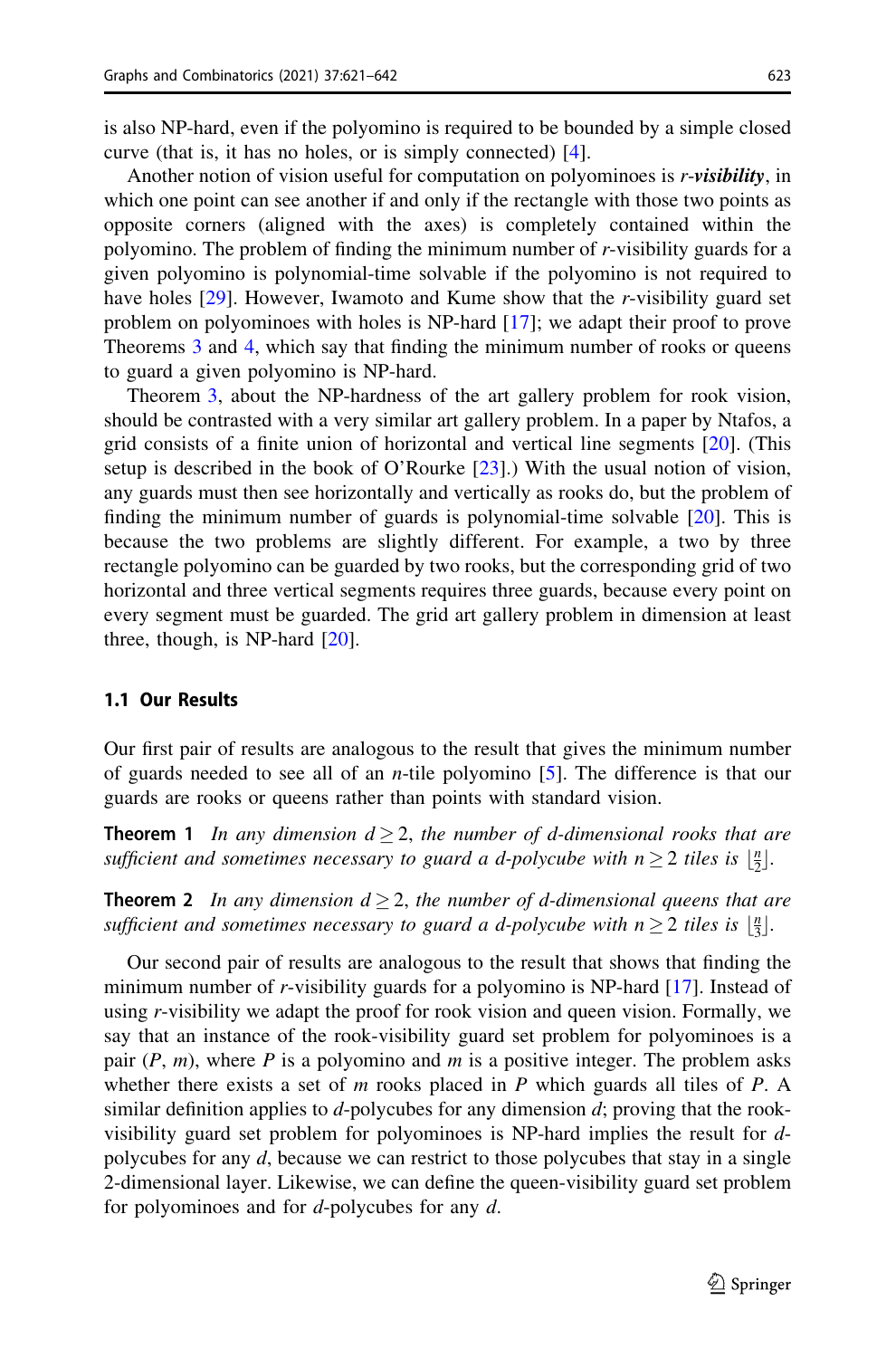is also NP-hard, even if the polyomino is required to be bounded by a simple closed curve (that is, it has no holes, or is simply connected) [4].

Another notion of vision useful for computation on polyominoes is *r-visibility*, in which one point can see another if and only if the rectangle with those two points as opposite corners (aligned with the axes) is completely contained within the polyomino. The problem of finding the minimum number of *r*-visibility guards for a given polyomino is polynomial-time solvable if the polyomino is not required to have holes [29]. However, Iwamoto and Kume show that the *r*-visibility guard set problem on polyominoes with holes is NP-hard [17]; we adapt their proof to prove Theorems 3 and 4, which say that finding the minimum number of rooks or queens to guard a given polyomino is NP-hard.

Theorem 3, about the NP-hardness of the art gallery problem for rook vision, should be contrasted with a very similar art gallery problem. In a paper by Ntafos, a grid consists of a finite union of horizontal and vertical line segments [20]. (This setup is described in the book of O'Rourke [23].) With the usual notion of vision, any guards must then see horizontally and vertically as rooks do, but the problem of finding the minimum number of guards is polynomial-time solvable [20]. This is because the two problems are slightly different. For example, a two by three rectangle polyomino can be guarded by two rooks, but the corresponding grid of two horizontal and three vertical segments requires three guards, because every point on every segment must be guarded. The grid art gallery problem in dimension at least three, though, is NP-hard [20].

### 1.1 Our Results

Our first pair of results are analogous to the result that gives the minimum number of guards needed to see all of an $n$-tile polyomino [5]. The difference is that our guards are rooks or queens rather than points with standard vision.

**Theorem 1** *In any dimension* $d \geq 2$, *the number of* $d$*-dimensional rooks that are sufficient and sometimes necessary to guard a* $d$*-polycube with* $n \geq 2$ *tiles is* $\lfloor \frac{n}{2} \rfloor$.

**Theorem 2** *In any dimension* $d \geq 2$, *the number of* $d$*-dimensional queens that are sufficient and sometimes necessary to guard a* $d$*-polycube with* $n \geq 2$ *tiles is* $\lfloor \frac{n}{3} \rfloor$.

Our second pair of results are analogous to the result that shows that finding the minimum number of *r*-visibility guards for a polyomino is NP-hard [17]. Instead of using *r*-visibility we adapt the proof for rook vision and queen vision. Formally, we say that an instance of the rook-visibility guard set problem for polyominoes is a pair $(P, m)$, where $P$ is a polyomino and $m$ is a positive integer. The problem asks whether there exists a set of $m$ rooks placed in $P$ which guards all tiles of $P$. A similar definition applies to $d$-polycubes for any dimension $d$; proving that the rook-visibility guard set problem for polyominoes is NP-hard implies the result for $d$-polycubes for any $d$, because we can restrict to those polycubes that stay in a single 2-dimensional layer. Likewise, we can define the queen-visibility guard set problem for polyominoes and for $d$-polycubes for any $d$.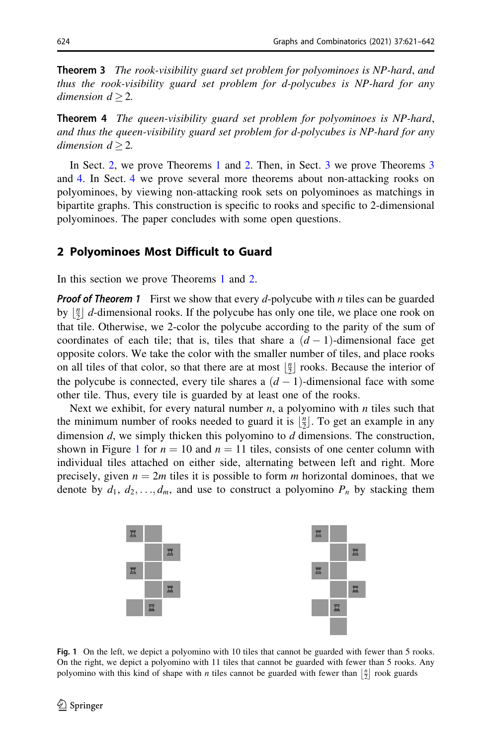**Theorem 3** *The rook-visibility guard set problem for polyominoes is NP-hard, and thus the rook-visibility guard set problem for d-polycubes is NP-hard for any dimension $d \geq 2$.*

**Theorem 4** *The queen-visibility guard set problem for polyominoes is NP-hard, and thus the queen-visibility guard set problem for d-polycubes is NP-hard for any dimension $d \geq 2$.*

In Sect. 2, we prove Theorems 1 and 2. Then, in Sect. 3 we prove Theorems 3 and 4. In Sect. 4 we prove several more theorems about non-attacking rooks on polyominoes, by viewing non-attacking rook sets on polyominoes as matchings in bipartite graphs. This construction is specific to rooks and specific to 2-dimensional polyominoes. The paper concludes with some open questions.

## 2 Polyominoes Most Difficult to Guard

In this section we prove Theorems 1 and 2.

***Proof of Theorem 1*** First we show that every $d$-polycube with $n$ tiles can be guarded by $\lfloor \frac{n}{2} \rfloor$ $d$-dimensional rooks. If the polycube has only one tile, we place one rook on that tile. Otherwise, we 2-color the polycube according to the parity of the sum of coordinates of each tile; that is, tiles that share a $(d-1)$-dimensional face get opposite colors. We take the color with the smaller number of tiles, and place rooks on all tiles of that color, so that there are at most $\lfloor \frac{n}{2} \rfloor$ rooks. Because the interior of the polycube is connected, every tile shares a $(d-1)$-dimensional face with some other tile. Thus, every tile is guarded by at least one of the rooks.

Next we exhibit, for every natural number $n$, a polyomino with $n$ tiles such that the minimum number of rooks needed to guard it is $\lfloor \frac{n}{2} \rfloor$. To get an example in any dimension $d$, we simply thicken this polyomino to $d$ dimensions. The construction, shown in Figure 1 for $n = 10$ and $n = 11$ tiles, consists of one center column with individual tiles attached on either side, alternating between left and right. More precisely, given $n = 2m$ tiles it is possible to form $m$ horizontal dominoes, that we denote by $d_1, d_2, \ldots, d_m$, and use to construct a polyomino $P_n$ by stacking them

**Fig. 1** On the left, we depict a polyomino with 10 tiles that cannot be guarded with fewer than 5 rooks. On the right, we depict a polyomino with 11 tiles that cannot be guarded with fewer than 5 rooks. Any polyomino with this kind of shape with $n$ tiles cannot be guarded with fewer than $\lfloor \frac{n}{2} \rfloor$ rook guards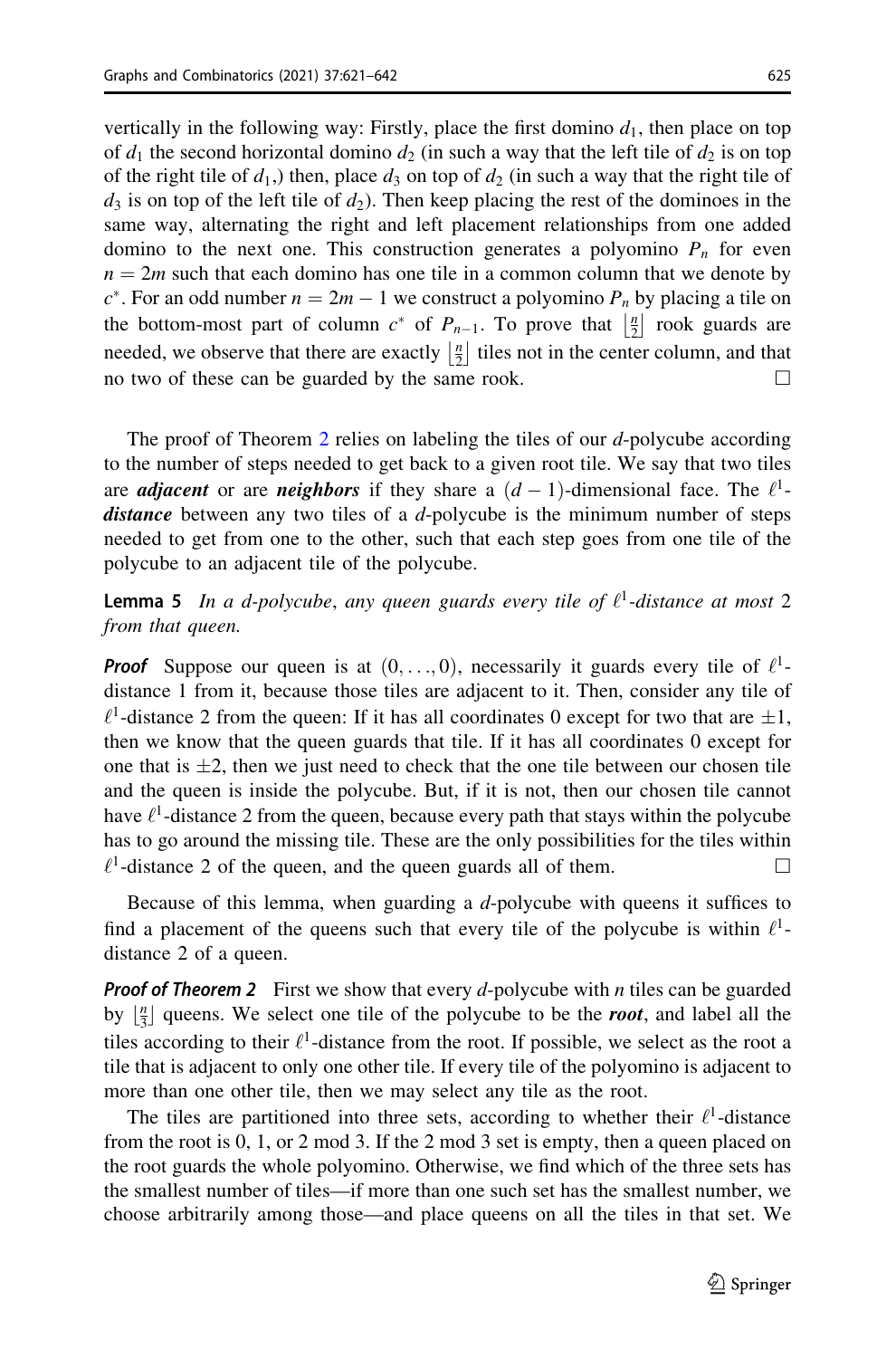vertically in the following way: Firstly, place the first domino $d_1$, then place on top of $d_1$ the second horizontal domino $d_2$ (in such a way that the left tile of $d_2$ is on top of the right tile of $d_1$,) then, place $d_3$ on top of $d_2$ (in such a way that the right tile of $d_3$ is on top of the left tile of $d_2$). Then keep placing the rest of the dominoes in the same way, alternating the right and left placement relationships from one added domino to the next one. This construction generates a polyomino $P_n$ for even $n = 2m$ such that each domino has one tile in a common column that we denote by $c^*$. For an odd number $n = 2m - 1$ we construct a polyomino $P_n$ by placing a tile on the bottom-most part of column $c^*$ of $P_{n-1}$. To prove that $\left\lfloor \frac{n}{2} \right\rfloor$ rook guards are needed, we observe that there are exactly $\left\lfloor \frac{n}{2} \right\rfloor$ tiles not in the center column, and that no two of these can be guarded by the same rook. □

The proof of Theorem 2 relies on labeling the tiles of our $d$-polycube according to the number of steps needed to get back to a given root tile. We say that two tiles are ***adjacent*** or are ***neighbors*** if they share a $(d-1)$-dimensional face. The ***$\ell^1$-distance*** between any two tiles of a $d$-polycube is the minimum number of steps needed to get from one to the other, such that each step goes from one tile of the polycube to an adjacent tile of the polycube.

**Lemma 5** *In a d-polycube, any queen guards every tile of $\ell^1$-distance at most 2 from that queen.*

***Proof*** Suppose our queen is at $(0, \ldots, 0)$, necessarily it guards every tile of $\ell^1$-distance 1 from it, because those tiles are adjacent to it. Then, consider any tile of $\ell^1$-distance 2 from the queen: If it has all coordinates 0 except for two that are $\pm 1$, then we know that the queen guards that tile. If it has all coordinates 0 except for one that is $\pm 2$, then we just need to check that the one tile between our chosen tile and the queen is inside the polycube. But, if it is not, then our chosen tile cannot have $\ell^1$-distance 2 from the queen, because every path that stays within the polycube has to go around the missing tile. These are the only possibilities for the tiles within $\ell^1$-distance 2 of the queen, and the queen guards all of them. □

Because of this lemma, when guarding a $d$-polycube with queens it suffices to find a placement of the queens such that every tile of the polycube is within $\ell^1$-distance 2 of a queen.

***Proof of Theorem 2*** First we show that every $d$-polycube with $n$ tiles can be guarded by $\left\lfloor \frac{n}{3} \right\rfloor$ queens. We select one tile of the polycube to be the ***root***, and label all the tiles according to their $\ell^1$-distance from the root. If possible, we select as the root a tile that is adjacent to only one other tile. If every tile of the polyomino is adjacent to more than one other tile, then we may select any tile as the root.

The tiles are partitioned into three sets, according to whether their $\ell^1$-distance from the root is 0, 1, or 2 mod 3. If the 2 mod 3 set is empty, then a queen placed on the root guards the whole polyomino. Otherwise, we find which of the three sets has the smallest number of tiles—if more than one such set has the smallest number, we choose arbitrarily among those—and place queens on all the tiles in that set. We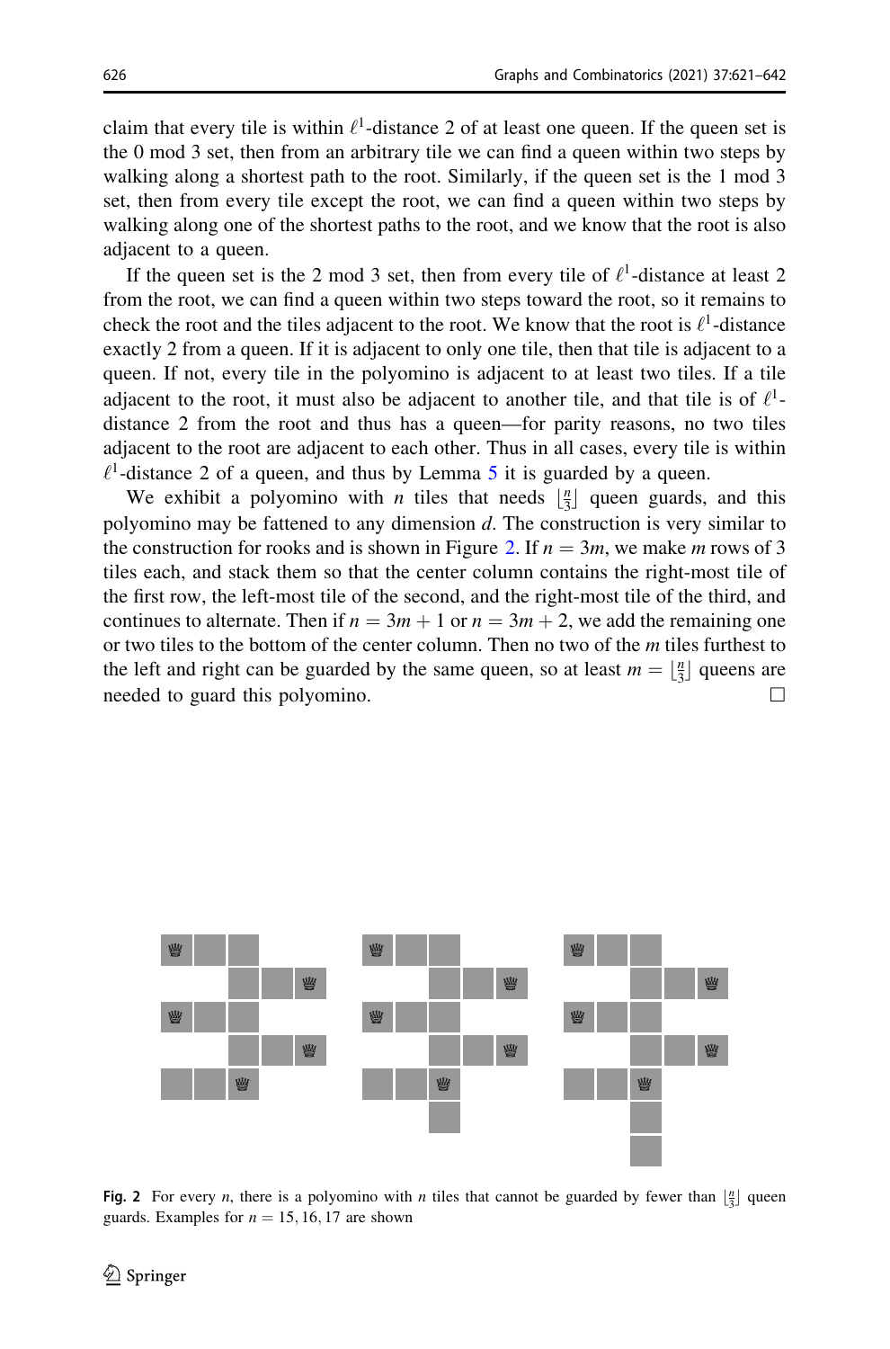claim that every tile is within $\ell^1$-distance 2 of at least one queen. If the queen set is the 0 mod 3 set, then from an arbitrary tile we can find a queen within two steps by walking along a shortest path to the root. Similarly, if the queen set is the 1 mod 3 set, then from every tile except the root, we can find a queen within two steps by walking along one of the shortest paths to the root, and we know that the root is also adjacent to a queen.

If the queen set is the 2 mod 3 set, then from every tile of $\ell^1$-distance at least 2 from the root, we can find a queen within two steps toward the root, so it remains to check the root and the tiles adjacent to the root. We know that the root is $\ell^1$-distance exactly 2 from a queen. If it is adjacent to only one tile, then that tile is adjacent to a queen. If not, every tile in the polyomino is adjacent to at least two tiles. If a tile adjacent to the root, it must also be adjacent to another tile, and that tile is of $\ell^1$-distance 2 from the root and thus has a queen—for parity reasons, no two tiles adjacent to the root are adjacent to each other. Thus in all cases, every tile is within $\ell^1$-distance 2 of a queen, and thus by Lemma 5 it is guarded by a queen.

We exhibit a polyomino with $n$ tiles that needs $\lfloor \frac{n}{3} \rfloor$ queen guards, and this polyomino may be fattened to any dimension $d$. The construction is very similar to the construction for rooks and is shown in Figure 2. If $n = 3m$, we make $m$ rows of 3 tiles each, and stack them so that the center column contains the right-most tile of the first row, the left-most tile of the second, and the right-most tile of the third, and continues to alternate. Then if $n = 3m + 1$ or $n = 3m + 2$, we add the remaining one or two tiles to the bottom of the center column. Then no two of the $m$ tiles furthest to the left and right can be guarded by the same queen, so at least $m = \lfloor \frac{n}{3} \rfloor$ queens are needed to guard this polyomino. □

**Fig. 2** For every $n$, there is a polyomino with $n$ tiles that cannot be guarded by fewer than $\lfloor \frac{n}{3} \rfloor$ queen guards. Examples for $n = 15, 16, 17$ are shown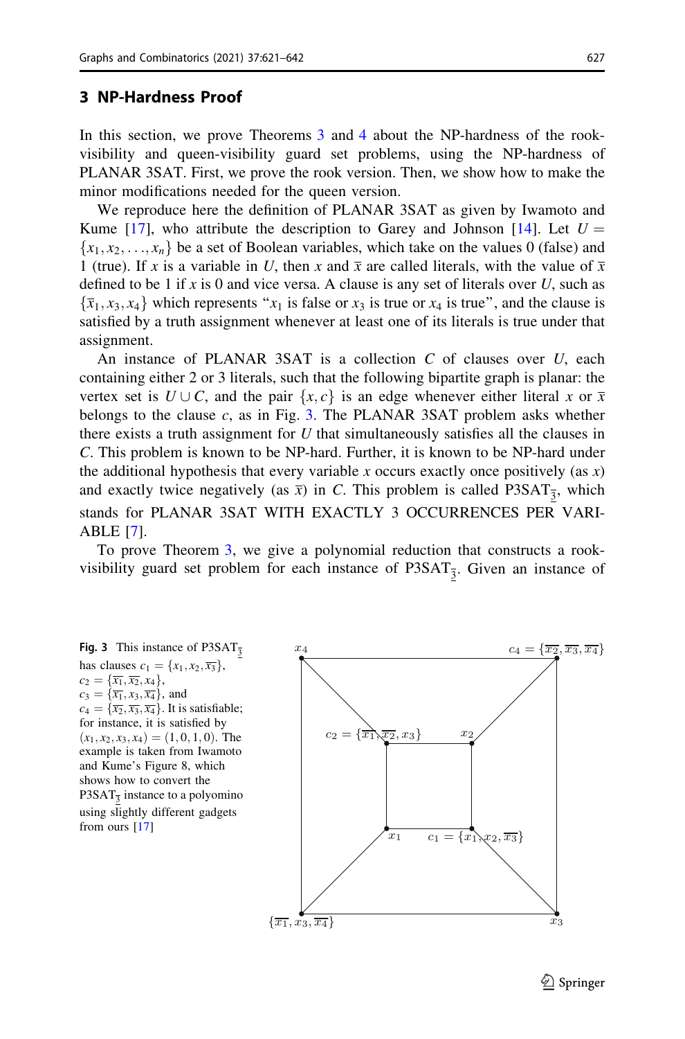## 3 NP-Hardness Proof

In this section, we prove Theorems 3 and 4 about the NP-hardness of the rook-visibility and queen-visibility guard set problems, using the NP-hardness of PLANAR 3SAT. First, we prove the rook version. Then, we show how to make the minor modifications needed for the queen version.

We reproduce here the definition of PLANAR 3SAT as given by Iwamoto and Kume [17], who attribute the description to Garey and Johnson [14]. Let $U = \{x_1, x_2, \ldots, x_n\}$ be a set of Boolean variables, which take on the values 0 (false) and 1 (true). If $x$ is a variable in $U$, then $x$ and $\overline{x}$ are called literals, with the value of $\overline{x}$ defined to be 1 if $x$ is 0 and vice versa. A clause is any set of literals over $U$, such as $\{\overline{x}_1, x_3, x_4\}$ which represents "$x_1$ is false or $x_3$ is true or $x_4$ is true", and the clause is satisfied by a truth assignment whenever at least one of its literals is true under that assignment.

An instance of PLANAR 3SAT is a collection $C$ of clauses over $U$, each containing either 2 or 3 literals, such that the following bipartite graph is planar: the vertex set is $U \cup C$, and the pair $\{x, c\}$ is an edge whenever either literal $x$ or $\overline{x}$ belongs to the clause $c$, as in Fig. 3. The PLANAR 3SAT problem asks whether there exists a truth assignment for $U$ that simultaneously satisfies all the clauses in $C$. This problem is known to be NP-hard. Further, it is known to be NP-hard under the additional hypothesis that every variable $x$ occurs exactly once positively (as $x$) and exactly twice negatively (as $\overline{x}$) in $C$. This problem is called P3SAT$_{\underline{3}}$, which stands for PLANAR 3SAT WITH EXACTLY 3 OCCURRENCES PER VARIABLE [7].

To prove Theorem 3, we give a polynomial reduction that constructs a rook-visibility guard set problem for each instance of P3SAT$_{\underline{3}}$. Given an instance of

**Fig. 3** This instance of P3SAT$_{\underline{3}}$ has clauses $c_1 = \{x_1, x_2, \overline{x_3}\}$, $c_2 = \{\overline{x_1}, \overline{x_2}, x_4\}$, $c_3 = \{\overline{x_1}, x_3, \overline{x_4}\}$, and $c_4 = \{\overline{x_2}, \overline{x_3}, \overline{x_4}\}$. It is satisfiable; for instance, it is satisfied by $(x_1, x_2, x_3, x_4) = (1, 0, 1, 0)$. The example is taken from Iwamoto and Kume's Figure 8, which shows how to convert the P3SAT$_{\underline{3}}$ instance to a polyomino using slightly different gadgets from ours [17]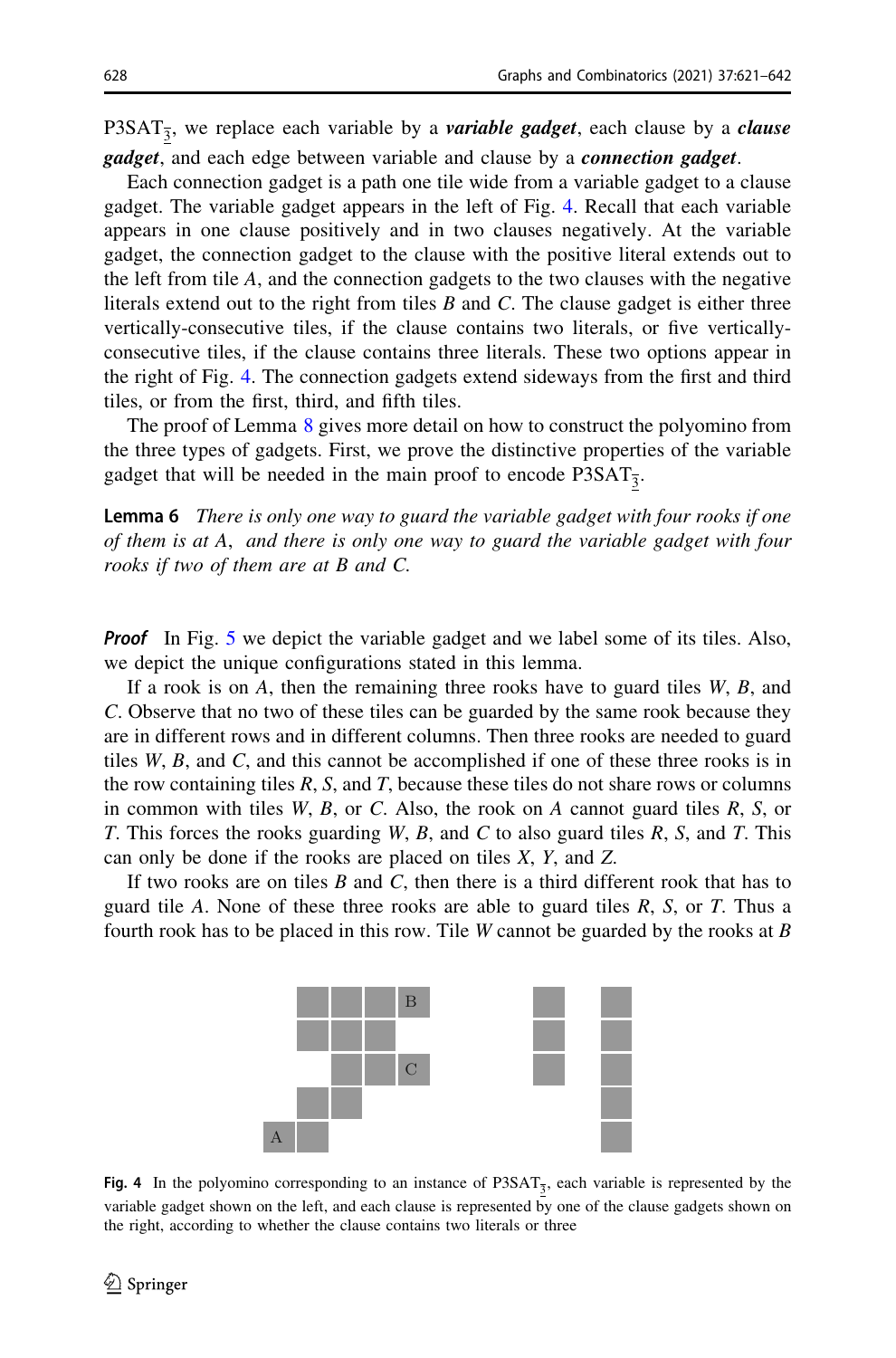P3SAT$_{\overline{3}}$, we replace each variable by a ***variable gadget***, each clause by a ***clause gadget***, and each edge between variable and clause by a ***connection gadget***.

Each connection gadget is a path one tile wide from a variable gadget to a clause gadget. The variable gadget appears in the left of Fig. 4. Recall that each variable appears in one clause positively and in two clauses negatively. At the variable gadget, the connection gadget to the clause with the positive literal extends out to the left from tile $A$, and the connection gadgets to the two clauses with the negative literals extend out to the right from tiles $B$ and $C$. The clause gadget is either three vertically-consecutive tiles, if the clause contains two literals, or five vertically-consecutive tiles, if the clause contains three literals. These two options appear in the right of Fig. 4. The connection gadgets extend sideways from the first and third tiles, or from the first, third, and fifth tiles.

The proof of Lemma 8 gives more detail on how to construct the polyomino from the three types of gadgets. First, we prove the distinctive properties of the variable gadget that will be needed in the main proof to encode P3SAT$_{\overline{3}}$.

**Lemma 6** *There is only one way to guard the variable gadget with four rooks if one of them is at A, and there is only one way to guard the variable gadget with four rooks if two of them are at B and C.*

***Proof*** In Fig. 5 we depict the variable gadget and we label some of its tiles. Also, we depict the unique configurations stated in this lemma.

If a rook is on $A$, then the remaining three rooks have to guard tiles $W$, $B$, and $C$. Observe that no two of these tiles can be guarded by the same rook because they are in different rows and in different columns. Then three rooks are needed to guard tiles $W$, $B$, and $C$, and this cannot be accomplished if one of these three rooks is in the row containing tiles $R$, $S$, and $T$, because these tiles do not share rows or columns in common with tiles $W$, $B$, or $C$. Also, the rook on $A$ cannot guard tiles $R$, $S$, or $T$. This forces the rooks guarding $W$, $B$, and $C$ to also guard tiles $R$, $S$, and $T$. This can only be done if the rooks are placed on tiles $X$, $Y$, and $Z$.

If two rooks are on tiles $B$ and $C$, then there is a third different rook that has to guard tile $A$. None of these three rooks are able to guard tiles $R$, $S$, or $T$. Thus a fourth rook has to be placed in this row. Tile $W$ cannot be guarded by the rooks at $B$

**Fig. 4** In the polyomino corresponding to an instance of P3SAT$_{\overline{3}}$, each variable is represented by the variable gadget shown on the left, and each clause is represented by one of the clause gadgets shown on the right, according to whether the clause contains two literals or three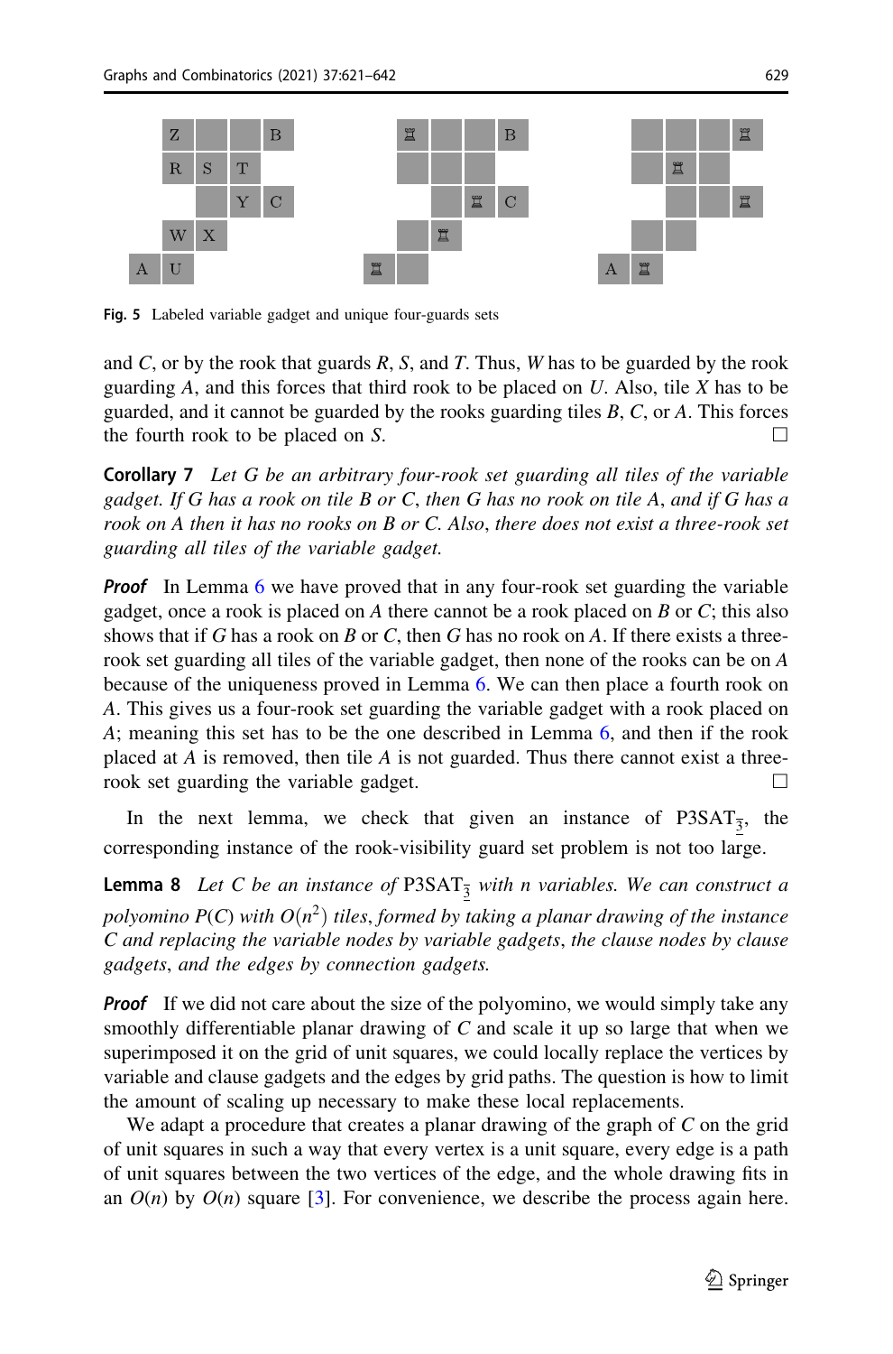Fig. 5 Labeled variable gadget and unique four-guards sets

and $C$, or by the rook that guards $R$, $S$, and $T$. Thus, $W$ has to be guarded by the rook guarding $A$, and this forces that third rook to be placed on $U$. Also, tile $X$ has to be guarded, and it cannot be guarded by the rooks guarding tiles $B$, $C$, or $A$. This forces the fourth rook to be placed on $S$. □

**Corollary 7** *Let $G$ be an arbitrary four-rook set guarding all tiles of the variable gadget. If $G$ has a rook on tile $B$ or $C$, then $G$ has no rook on tile $A$, and if $G$ has a rook on $A$ then it has no rooks on $B$ or $C$. Also, there does not exist a three-rook set guarding all tiles of the variable gadget.*

***Proof*** In Lemma 6 we have proved that in any four-rook set guarding the variable gadget, once a rook is placed on $A$ there cannot be a rook placed on $B$ or $C$; this also shows that if $G$ has a rook on $B$ or $C$, then $G$ has no rook on $A$. If there exists a three-rook set guarding all tiles of the variable gadget, then none of the rooks can be on $A$ because of the uniqueness proved in Lemma 6. We can then place a fourth rook on $A$. This gives us a four-rook set guarding the variable gadget with a rook placed on $A$; meaning this set has to be the one described in Lemma 6, and then if the rook placed at $A$ is removed, then tile $A$ is not guarded. Thus there cannot exist a three-rook set guarding the variable gadget. □

In the next lemma, we check that given an instance of P3SAT$_{\overline{3}}$, the corresponding instance of the rook-visibility guard set problem is not too large.

**Lemma 8** *Let $C$ be an instance of* P3SAT$_{\overline{3}}$ *with $n$ variables. We can construct a polyomino $P(C)$ with $O(n^2)$ tiles, formed by taking a planar drawing of the instance $C$ and replacing the variable nodes by variable gadgets, the clause nodes by clause gadgets, and the edges by connection gadgets.*

***Proof*** If we did not care about the size of the polyomino, we would simply take any smoothly differentiable planar drawing of $C$ and scale it up so large that when we superimposed it on the grid of unit squares, we could locally replace the vertices by variable and clause gadgets and the edges by grid paths. The question is how to limit the amount of scaling up necessary to make these local replacements.

We adapt a procedure that creates a planar drawing of the graph of $C$ on the grid of unit squares in such a way that every vertex is a unit square, every edge is a path of unit squares between the two vertices of the edge, and the whole drawing fits in an $O(n)$ by $O(n)$ square [3]. For convenience, we describe the process again here.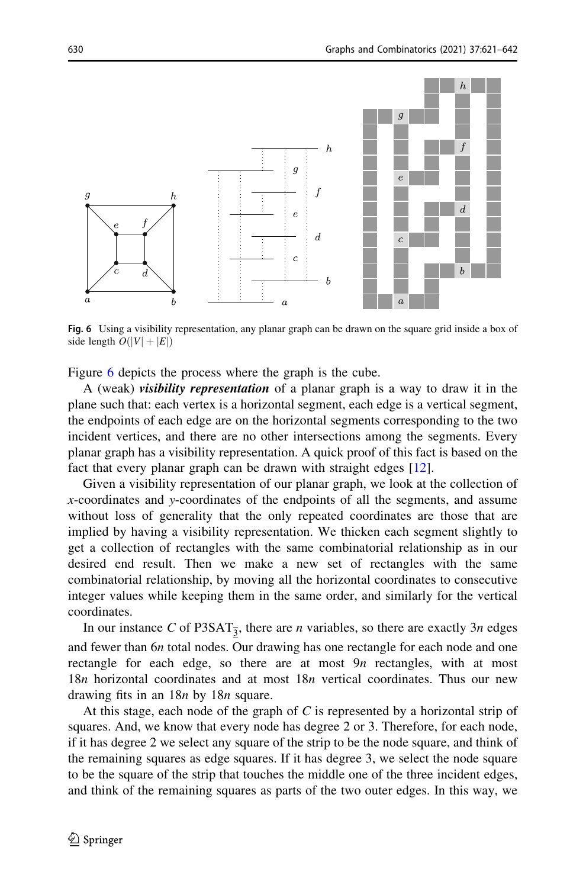Fig. 6 Using a visibility representation, any planar graph can be drawn on the square grid inside a box of side length $O(|V|+|E|)$

Figure 6 depicts the process where the graph is the cube.

A (weak) ***visibility representation*** of a planar graph is a way to draw it in the plane such that: each vertex is a horizontal segment, each edge is a vertical segment, the endpoints of each edge are on the horizontal segments corresponding to the two incident vertices, and there are no other intersections among the segments. Every planar graph has a visibility representation. A quick proof of this fact is based on the fact that every planar graph can be drawn with straight edges [12].

Given a visibility representation of our planar graph, we look at the collection of $x$-coordinates and $y$-coordinates of the endpoints of all the segments, and assume without loss of generality that the only repeated coordinates are those that are implied by having a visibility representation. We thicken each segment slightly to get a collection of rectangles with the same combinatorial relationship as in our desired end result. Then we make a new set of rectangles with the same combinatorial relationship, by moving all the horizontal coordinates to consecutive integer values while keeping them in the same order, and similarly for the vertical coordinates.

In our instance $C$ of P3SAT$_{\overline{3}}$, there are $n$ variables, so there are exactly $3n$ edges and fewer than $6n$ total nodes. Our drawing has one rectangle for each node and one rectangle for each edge, so there are at most $9n$ rectangles, with at most $18n$ horizontal coordinates and at most $18n$ vertical coordinates. Thus our new drawing fits in an $18n$ by $18n$ square.

At this stage, each node of the graph of $C$ is represented by a horizontal strip of squares. And, we know that every node has degree 2 or 3. Therefore, for each node, if it has degree 2 we select any square of the strip to be the node square, and think of the remaining squares as edge squares. If it has degree 3, we select the node square to be the square of the strip that touches the middle one of the three incident edges, and think of the remaining squares as parts of the two outer edges. In this way, we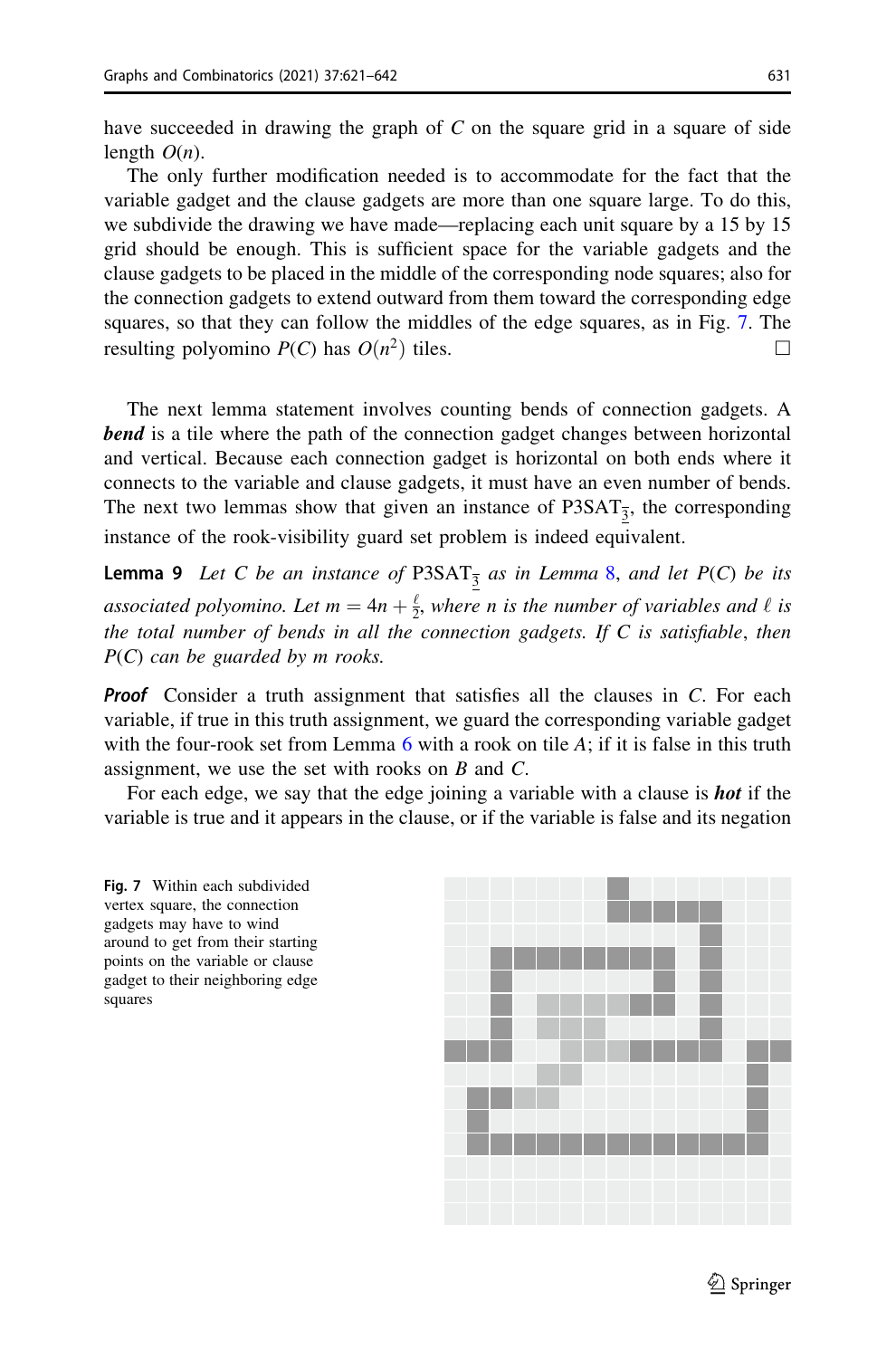have succeeded in drawing the graph of $C$ on the square grid in a square of side length $O(n)$.

The only further modification needed is to accommodate for the fact that the variable gadget and the clause gadgets are more than one square large. To do this, we subdivide the drawing we have made—replacing each unit square by a 15 by 15 grid should be enough. This is sufficient space for the variable gadgets and the clause gadgets to be placed in the middle of the corresponding node squares; also for the connection gadgets to extend outward from them toward the corresponding edge squares, so that they can follow the middles of the edge squares, as in Fig. 7. The resulting polyomino $P(C)$ has $O(n^2)$ tiles. □

The next lemma statement involves counting bends of connection gadgets. A ***bend*** is a tile where the path of the connection gadget changes between horizontal and vertical. Because each connection gadget is horizontal on both ends where it connects to the variable and clause gadgets, it must have an even number of bends. The next two lemmas show that given an instance of $\mathrm{P3SAT}_{\underline{3}}$, the corresponding instance of the rook-visibility guard set problem is indeed equivalent.

**Lemma 9** *Let $C$ be an instance of $\mathrm{P3SAT}_{\underline{3}}$ as in Lemma 8, and let $P(C)$ be its associated polyomino. Let $m = 4n + \frac{\ell}{2}$, where $n$ is the number of variables and $\ell$ is the total number of bends in all the connection gadgets. If $C$ is satisfiable, then $P(C)$ can be guarded by $m$ rooks.*

***Proof*** Consider a truth assignment that satisfies all the clauses in $C$. For each variable, if true in this truth assignment, we guard the corresponding variable gadget with the four-rook set from Lemma 6 with a rook on tile $A$; if it is false in this truth assignment, we use the set with rooks on $B$ and $C$.

For each edge, we say that the edge joining a variable with a clause is ***hot*** if the variable is true and it appears in the clause, or if the variable is false and its negation

**Fig. 7** Within each subdivided vertex square, the connection gadgets may have to wind around to get from their starting points on the variable or clause gadget to their neighboring edge squares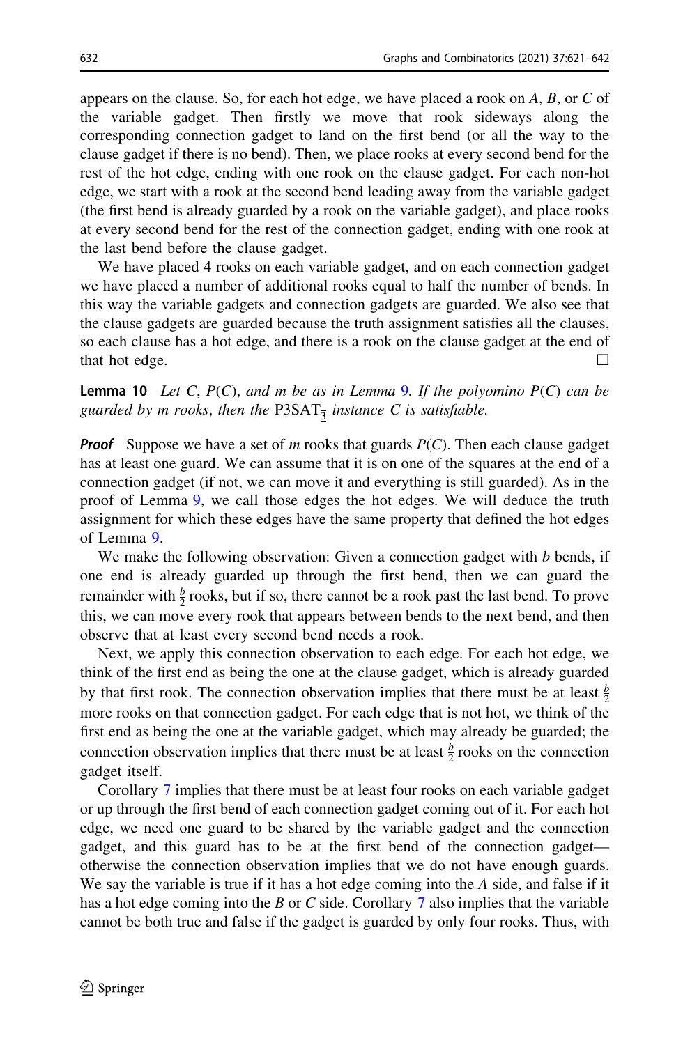appears on the clause. So, for each hot edge, we have placed a rook on $A$, $B$, or $C$ of the variable gadget. Then firstly we move that rook sideways along the corresponding connection gadget to land on the first bend (or all the way to the clause gadget if there is no bend). Then, we place rooks at every second bend for the rest of the hot edge, ending with one rook on the clause gadget. For each non-hot edge, we start with a rook at the second bend leading away from the variable gadget (the first bend is already guarded by a rook on the variable gadget), and place rooks at every second bend for the rest of the connection gadget, ending with one rook at the last bend before the clause gadget.

We have placed 4 rooks on each variable gadget, and on each connection gadget we have placed a number of additional rooks equal to half the number of bends. In this way the variable gadgets and connection gadgets are guarded. We also see that the clause gadgets are guarded because the truth assignment satisfies all the clauses, so each clause has a hot edge, and there is a rook on the clause gadget at the end of that hot edge. □

**Lemma 10** *Let $C$, $P(C)$, and $m$ be as in Lemma 9. If the polyomino $P(C)$ can be guarded by $m$ rooks, then the $\mathrm{P3SAT}_{\underline{3}}$ instance $C$ is satisfiable.*

***Proof*** Suppose we have a set of $m$ rooks that guards $P(C)$. Then each clause gadget has at least one guard. We can assume that it is on one of the squares at the end of a connection gadget (if not, we can move it and everything is still guarded). As in the proof of Lemma 9, we call those edges the hot edges. We will deduce the truth assignment for which these edges have the same property that defined the hot edges of Lemma 9.

We make the following observation: Given a connection gadget with $b$ bends, if one end is already guarded up through the first bend, then we can guard the remainder with $\frac{b}{2}$ rooks, but if so, there cannot be a rook past the last bend. To prove this, we can move every rook that appears between bends to the next bend, and then observe that at least every second bend needs a rook.

Next, we apply this connection observation to each edge. For each hot edge, we think of the first end as being the one at the clause gadget, which is already guarded by that first rook. The connection observation implies that there must be at least $\frac{b}{2}$ more rooks on that connection gadget. For each edge that is not hot, we think of the first end as being the one at the variable gadget, which may already be guarded; the connection observation implies that there must be at least $\frac{b}{2}$ rooks on the connection gadget itself.

Corollary 7 implies that there must be at least four rooks on each variable gadget or up through the first bend of each connection gadget coming out of it. For each hot edge, we need one guard to be shared by the variable gadget and the connection gadget, and this guard has to be at the first bend of the connection gadget—otherwise the connection observation implies that we do not have enough guards. We say the variable is true if it has a hot edge coming into the $A$ side, and false if it has a hot edge coming into the $B$ or $C$ side. Corollary 7 also implies that the variable cannot be both true and false if the gadget is guarded by only four rooks. Thus, with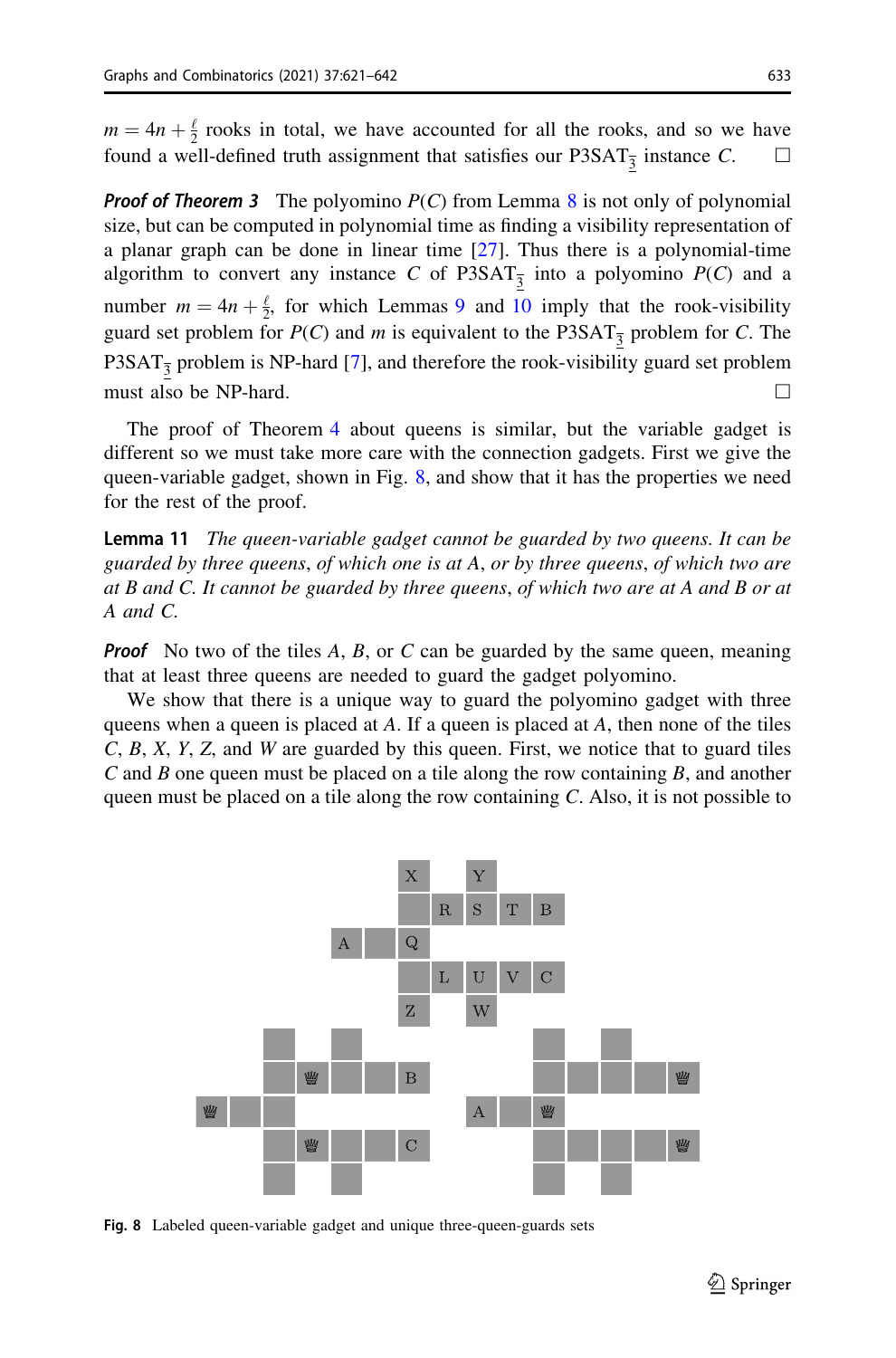$m = 4n + \frac{\ell}{2}$ rooks in total, we have accounted for all the rooks, and so we have found a well-defined truth assignment that satisfies our P3SAT$_{\bar{3}}$ instance $C$. □

***Proof of Theorem 3*** The polyomino $P(C)$ from Lemma 8 is not only of polynomial size, but can be computed in polynomial time as finding a visibility representation of a planar graph can be done in linear time [27]. Thus there is a polynomial-time algorithm to convert any instance $C$ of P3SAT$_{\bar{3}}$ into a polyomino $P(C)$ and a number $m = 4n + \frac{\ell}{2}$, for which Lemmas 9 and 10 imply that the rook-visibility guard set problem for $P(C)$ and $m$ is equivalent to the P3SAT$_{\bar{3}}$ problem for $C$. The P3SAT$_{\bar{3}}$ problem is NP-hard [7], and therefore the rook-visibility guard set problem must also be NP-hard. □

The proof of Theorem 4 about queens is similar, but the variable gadget is different so we must take more care with the connection gadgets. First we give the queen-variable gadget, shown in Fig. 8, and show that it has the properties we need for the rest of the proof.

**Lemma 11** *The queen-variable gadget cannot be guarded by two queens. It can be guarded by three queens, of which one is at A, or by three queens, of which two are at B and C. It cannot be guarded by three queens, of which two are at A and B or at A and C.*

***Proof*** No two of the tiles $A$, $B$, or $C$ can be guarded by the same queen, meaning that at least three queens are needed to guard the gadget polyomino.

We show that there is a unique way to guard the polyomino gadget with three queens when a queen is placed at $A$. If a queen is placed at $A$, then none of the tiles $C$, $B$, $X$, $Y$, $Z$, and $W$ are guarded by this queen. First, we notice that to guard tiles $C$ and $B$ one queen must be placed on a tile along the row containing $B$, and another queen must be placed on a tile along the row containing $C$. Also, it is not possible to

**Fig. 8** Labeled queen-variable gadget and unique three-queen-guards sets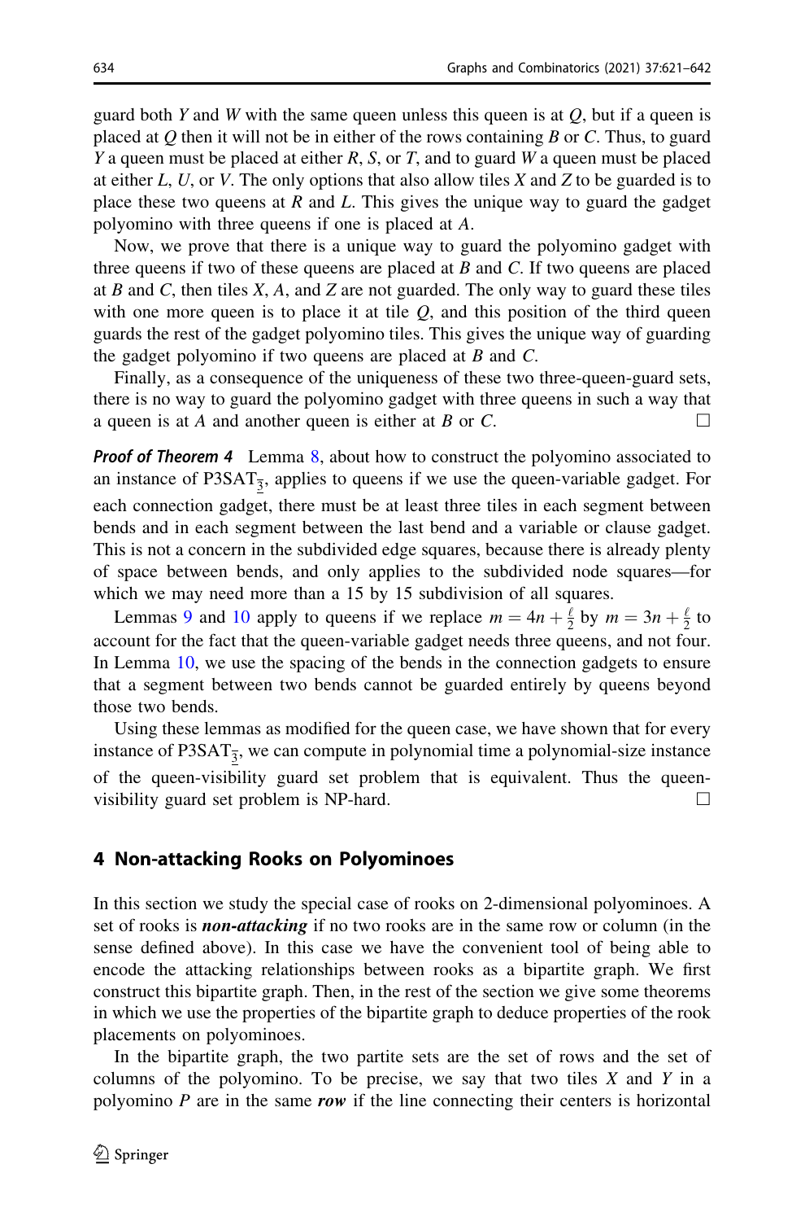guard both $Y$ and $W$ with the same queen unless this queen is at $Q$, but if a queen is placed at $Q$ then it will not be in either of the rows containing $B$ or $C$. Thus, to guard $Y$ a queen must be placed at either $R$, $S$, or $T$, and to guard $W$ a queen must be placed at either $L$, $U$, or $V$. The only options that also allow tiles $X$ and $Z$ to be guarded is to place these two queens at $R$ and $L$. This gives the unique way to guard the gadget polyomino with three queens if one is placed at $A$.

Now, we prove that there is a unique way to guard the polyomino gadget with three queens if two of these queens are placed at $B$ and $C$. If two queens are placed at $B$ and $C$, then tiles $X$, $A$, and $Z$ are not guarded. The only way to guard these tiles with one more queen is to place it at tile $Q$, and this position of the third queen guards the rest of the gadget polyomino tiles. This gives the unique way of guarding the gadget polyomino if two queens are placed at $B$ and $C$.

Finally, as a consequence of the uniqueness of these two three-queen-guard sets, there is no way to guard the polyomino gadget with three queens in such a way that a queen is at $A$ and another queen is either at $B$ or $C$. □

***Proof of Theorem 4*** Lemma 8, about how to construct the polyomino associated to an instance of P3SAT$_{\overline{3}}$, applies to queens if we use the queen-variable gadget. For each connection gadget, there must be at least three tiles in each segment between bends and in each segment between the last bend and a variable or clause gadget. This is not a concern in the subdivided edge squares, because there is already plenty of space between bends, and only applies to the subdivided node squares—for which we may need more than a 15 by 15 subdivision of all squares.

Lemmas 9 and 10 apply to queens if we replace $m = 4n + \frac{\ell}{2}$ by $m = 3n + \frac{\ell}{2}$ to account for the fact that the queen-variable gadget needs three queens, and not four. In Lemma 10, we use the spacing of the bends in the connection gadgets to ensure that a segment between two bends cannot be guarded entirely by queens beyond those two bends.

Using these lemmas as modified for the queen case, we have shown that for every instance of P3SAT$_{\overline{3}}$, we can compute in polynomial time a polynomial-size instance of the queen-visibility guard set problem that is equivalent. Thus the queen-visibility guard set problem is NP-hard. □

## 4 Non-attacking Rooks on Polyominoes

In this section we study the special case of rooks on 2-dimensional polyominoes. A set of rooks is ***non-attacking*** if no two rooks are in the same row or column (in the sense defined above). In this case we have the convenient tool of being able to encode the attacking relationships between rooks as a bipartite graph. We first construct this bipartite graph. Then, in the rest of the section we give some theorems in which we use the properties of the bipartite graph to deduce properties of the rook placements on polyominoes.

In the bipartite graph, the two partite sets are the set of rows and the set of columns of the polyomino. To be precise, we say that two tiles $X$ and $Y$ in a polyomino $P$ are in the same ***row*** if the line connecting their centers is horizontal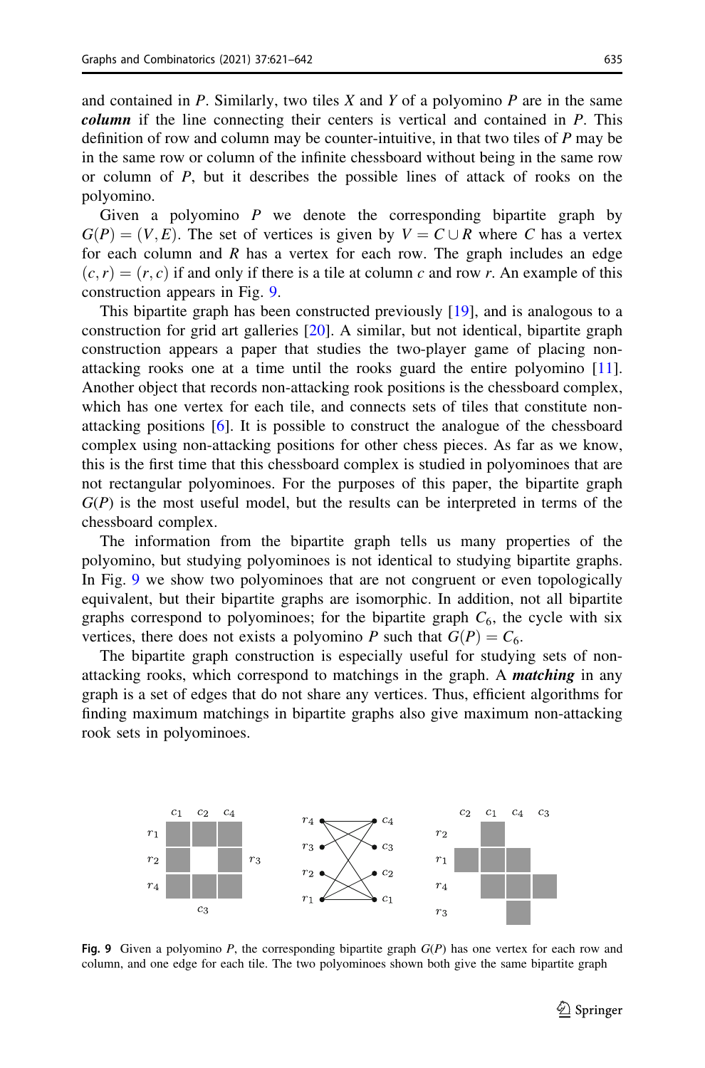and contained in $P$. Similarly, two tiles $X$ and $Y$ of a polyomino $P$ are in the same ***column*** if the line connecting their centers is vertical and contained in $P$. This definition of row and column may be counter-intuitive, in that two tiles of $P$ may be in the same row or column of the infinite chessboard without being in the same row or column of $P$, but it describes the possible lines of attack of rooks on the polyomino.

Given a polyomino $P$ we denote the corresponding bipartite graph by $G(P) = (V, E)$. The set of vertices is given by $V = C \cup R$ where $C$ has a vertex for each column and $R$ has a vertex for each row. The graph includes an edge $(c, r) = (r, c)$ if and only if there is a tile at column $c$ and row $r$. An example of this construction appears in Fig. 9.

This bipartite graph has been constructed previously [19], and is analogous to a construction for grid art galleries [20]. A similar, but not identical, bipartite graph construction appears a paper that studies the two-player game of placing non-attacking rooks one at a time until the rooks guard the entire polyomino [11]. Another object that records non-attacking rook positions is the chessboard complex, which has one vertex for each tile, and connects sets of tiles that constitute non-attacking positions [6]. It is possible to construct the analogue of the chessboard complex using non-attacking positions for other chess pieces. As far as we know, this is the first time that this chessboard complex is studied in polyominoes that are not rectangular polyominoes. For the purposes of this paper, the bipartite graph $G(P)$ is the most useful model, but the results can be interpreted in terms of the chessboard complex.

The information from the bipartite graph tells us many properties of the polyomino, but studying polyominoes is not identical to studying bipartite graphs. In Fig. 9 we show two polyominoes that are not congruent or even topologically equivalent, but their bipartite graphs are isomorphic. In addition, not all bipartite graphs correspond to polyominoes; for the bipartite graph $C_6$, the cycle with six vertices, there does not exists a polyomino $P$ such that $G(P) = C_6$.

The bipartite graph construction is especially useful for studying sets of non-attacking rooks, which correspond to matchings in the graph. A ***matching*** in any graph is a set of edges that do not share any vertices. Thus, efficient algorithms for finding maximum matchings in bipartite graphs also give maximum non-attacking rook sets in polyominoes.

**Fig. 9** Given a polyomino $P$, the corresponding bipartite graph $G(P)$ has one vertex for each row and column, and one edge for each tile. The two polyominoes shown both give the same bipartite graph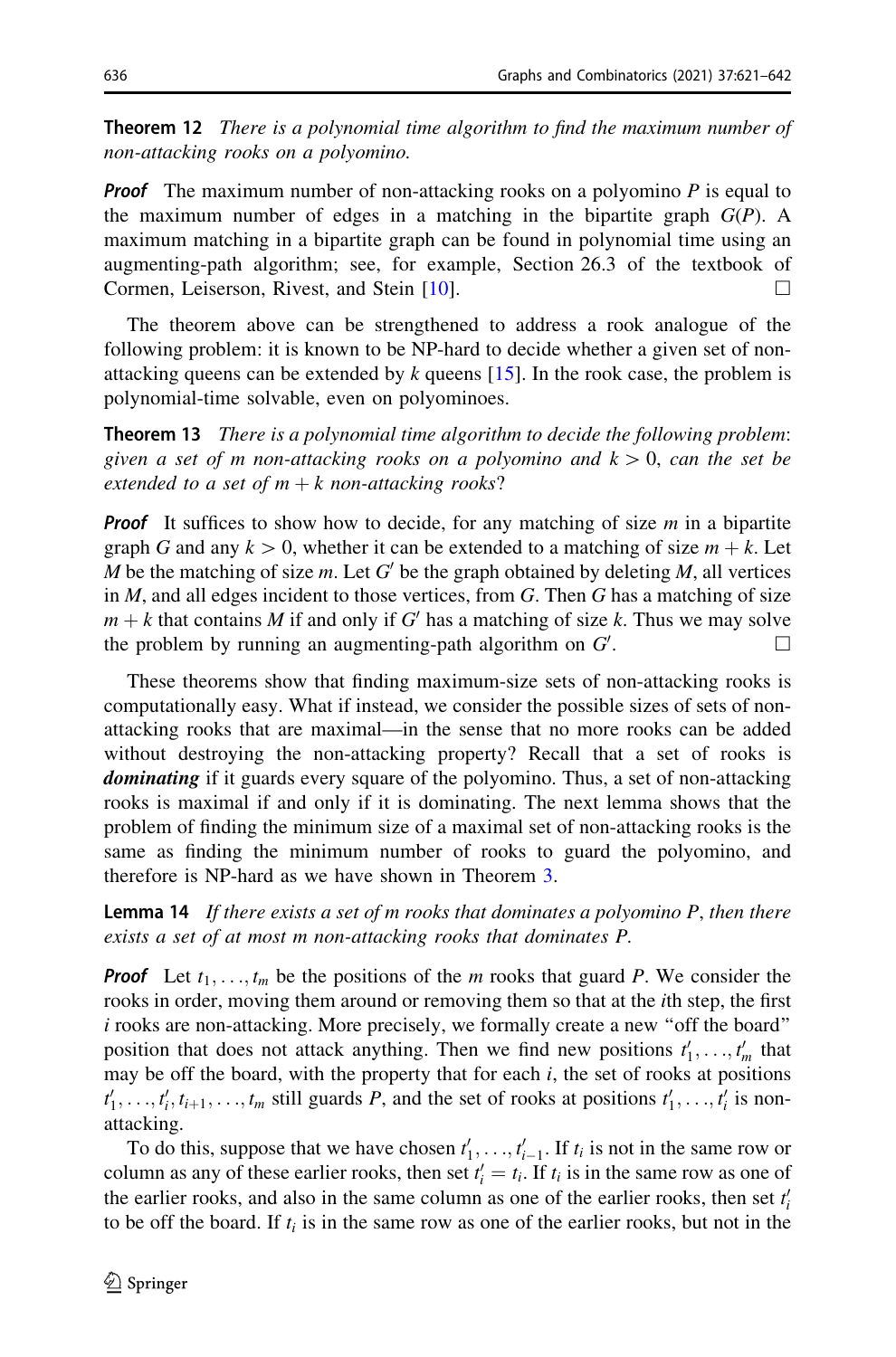**Theorem 12** *There is a polynomial time algorithm to find the maximum number of non-attacking rooks on a polyomino.*

***Proof*** The maximum number of non-attacking rooks on a polyomino $P$ is equal to the maximum number of edges in a matching in the bipartite graph $G(P)$. A maximum matching in a bipartite graph can be found in polynomial time using an augmenting-path algorithm; see, for example, Section 26.3 of the textbook of Cormen, Leiserson, Rivest, and Stein [10]. □

The theorem above can be strengthened to address a rook analogue of the following problem: it is known to be NP-hard to decide whether a given set of non-attacking queens can be extended by $k$ queens [15]. In the rook case, the problem is polynomial-time solvable, even on polyominoes.

**Theorem 13** *There is a polynomial time algorithm to decide the following problem: given a set of $m$ non-attacking rooks on a polyomino and $k > 0$, can the set be extended to a set of $m + k$ non-attacking rooks?*

***Proof*** It suffices to show how to decide, for any matching of size $m$ in a bipartite graph $G$ and any $k > 0$, whether it can be extended to a matching of size $m + k$. Let $M$ be the matching of size $m$. Let $G'$ be the graph obtained by deleting $M$, all vertices in $M$, and all edges incident to those vertices, from $G$. Then $G$ has a matching of size $m + k$ that contains $M$ if and only if $G'$ has a matching of size $k$. Thus we may solve the problem by running an augmenting-path algorithm on $G'$. □

These theorems show that finding maximum-size sets of non-attacking rooks is computationally easy. What if instead, we consider the possible sizes of sets of non-attacking rooks that are maximal—in the sense that no more rooks can be added without destroying the non-attacking property? Recall that a set of rooks is ***dominating*** if it guards every square of the polyomino. Thus, a set of non-attacking rooks is maximal if and only if it is dominating. The next lemma shows that the problem of finding the minimum size of a maximal set of non-attacking rooks is the same as finding the minimum number of rooks to guard the polyomino, and therefore is NP-hard as we have shown in Theorem 3.

**Lemma 14** *If there exists a set of $m$ rooks that dominates a polyomino $P$, then there exists a set of at most $m$ non-attacking rooks that dominates $P$.*

***Proof*** Let $t_1, \ldots, t_m$ be the positions of the $m$ rooks that guard $P$. We consider the rooks in order, moving them around or removing them so that at the $i$th step, the first $i$ rooks are non-attacking. More precisely, we formally create a new "off the board" position that does not attack anything. Then we find new positions $t'_1, \ldots, t'_m$ that may be off the board, with the property that for each $i$, the set of rooks at positions $t'_1, \ldots, t'_i, t_{i+1}, \ldots, t_m$ still guards $P$, and the set of rooks at positions $t'_1, \ldots, t'_i$ is non-attacking.

To do this, suppose that we have chosen $t'_1, \ldots, t'_{i-1}$. If $t_i$ is not in the same row or column as any of these earlier rooks, then set $t'_i = t_i$. If $t_i$ is in the same row as one of the earlier rooks, and also in the same column as one of the earlier rooks, then set $t'_i$ to be off the board. If $t_i$ is in the same row as one of the earlier rooks, but not in the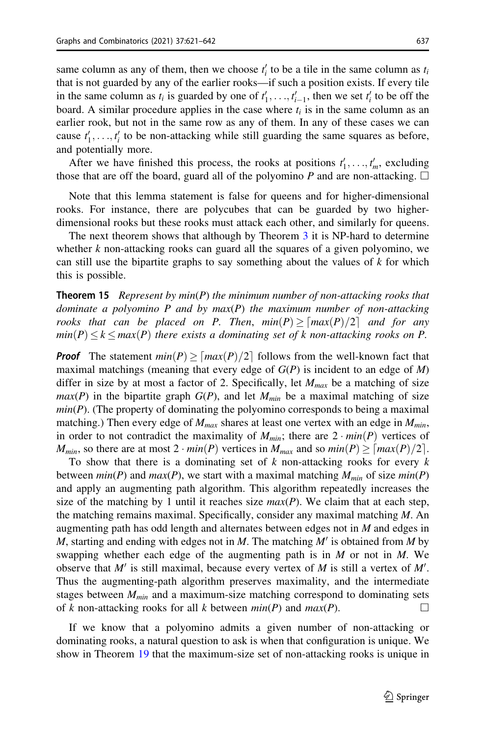same column as any of them, then we choose $t'_i$ to be a tile in the same column as $t_i$ that is not guarded by any of the earlier rooks—if such a position exists. If every tile in the same column as $t_i$ is guarded by one of $t'_1, \ldots, t'_{i-1}$, then we set $t'_i$ to be off the board. A similar procedure applies in the case where $t_i$ is in the same column as an earlier rook, but not in the same row as any of them. In any of these cases we can cause $t'_1, \ldots, t'_i$ to be non-attacking while still guarding the same squares as before, and potentially more.

After we have finished this process, the rooks at positions $t'_1, \ldots, t'_m$, excluding those that are off the board, guard all of the polyomino $P$ and are non-attacking. □

Note that this lemma statement is false for queens and for higher-dimensional rooks. For instance, there are polycubes that can be guarded by two higher-dimensional rooks but these rooks must attack each other, and similarly for queens.

The next theorem shows that although by Theorem 3 it is NP-hard to determine whether $k$ non-attacking rooks can guard all the squares of a given polyomino, we can still use the bipartite graphs to say something about the values of $k$ for which this is possible.

**Theorem 15** *Represent by $min(P)$ the minimum number of non-attacking rooks that dominate a polyomino $P$ and by $max(P)$ the maximum number of non-attacking rooks that can be placed on $P$. Then, $min(P) \geq \lceil max(P)/2 \rceil$ and for any $min(P) \leq k \leq max(P)$ there exists a dominating set of $k$ non-attacking rooks on $P$.*

***Proof*** The statement $min(P) \geq \lceil max(P)/2 \rceil$ follows from the well-known fact that maximal matchings (meaning that every edge of $G(P)$ is incident to an edge of $M$) differ in size by at most a factor of 2. Specifically, let $M_{max}$ be a matching of size $max(P)$ in the bipartite graph $G(P)$, and let $M_{min}$ be a maximal matching of size $min(P)$. (The property of dominating the polyomino corresponds to being a maximal matching.) Then every edge of $M_{max}$ shares at least one vertex with an edge in $M_{min}$, in order to not contradict the maximality of $M_{min}$; there are $2 \cdot min(P)$ vertices of $M_{min}$, so there are at most $2 \cdot min(P)$ vertices in $M_{max}$ and so $min(P) \geq \lceil max(P)/2 \rceil$.

To show that there is a dominating set of $k$ non-attacking rooks for every $k$ between $min(P)$ and $max(P)$, we start with a maximal matching $M_{min}$ of size $min(P)$ and apply an augmenting path algorithm. This algorithm repeatedly increases the size of the matching by 1 until it reaches size $max(P)$. We claim that at each step, the matching remains maximal. Specifically, consider any maximal matching $M$. An augmenting path has odd length and alternates between edges not in $M$ and edges in $M$, starting and ending with edges not in $M$. The matching $M'$ is obtained from $M$ by swapping whether each edge of the augmenting path is in $M$ or not in $M$. We observe that $M'$ is still maximal, because every vertex of $M$ is still a vertex of $M'$. Thus the augmenting-path algorithm preserves maximality, and the intermediate stages between $M_{min}$ and a maximum-size matching correspond to dominating sets of $k$ non-attacking rooks for all $k$ between $min(P)$ and $max(P)$. □

If we know that a polyomino admits a given number of non-attacking or dominating rooks, a natural question to ask is when that configuration is unique. We show in Theorem 19 that the maximum-size set of non-attacking rooks is unique in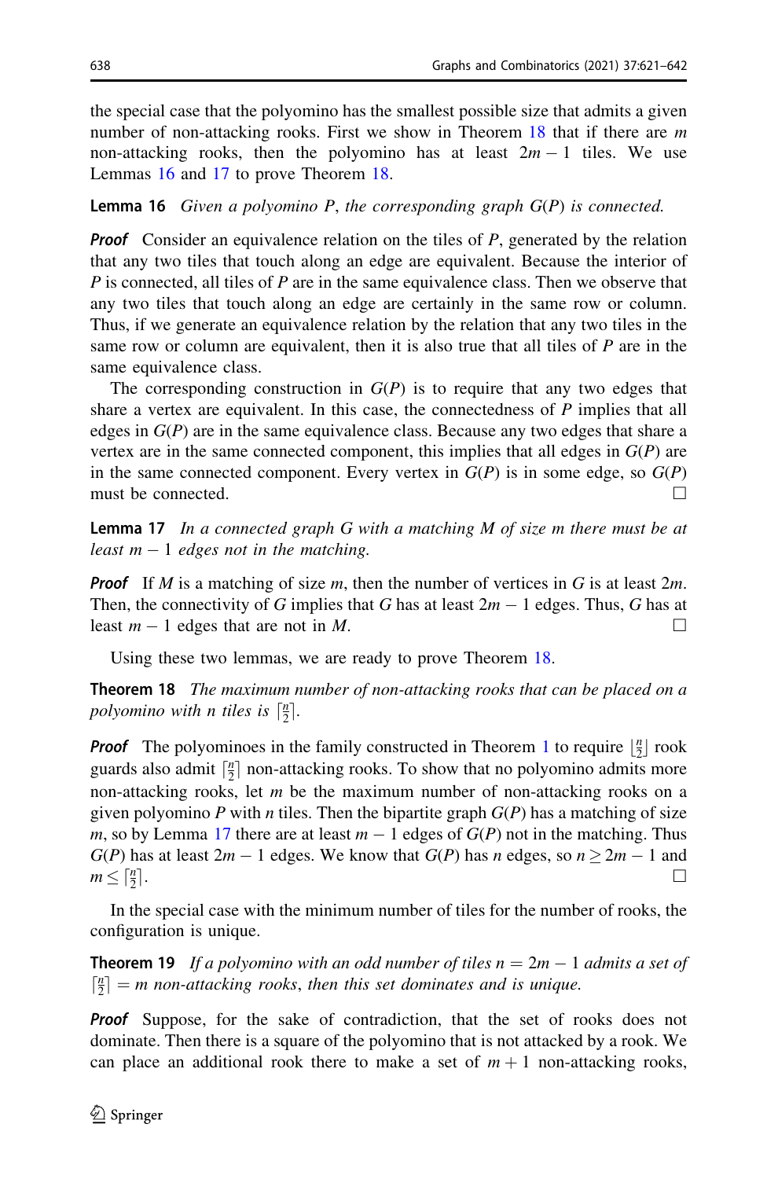the special case that the polyomino has the smallest possible size that admits a given number of non-attacking rooks. First we show in Theorem 18 that if there are $m$ non-attacking rooks, then the polyomino has at least $2m-1$ tiles. We use Lemmas 16 and 17 to prove Theorem 18.

**Lemma 16** *Given a polyomino $P$, the corresponding graph $G(P)$ is connected.*

***Proof*** Consider an equivalence relation on the tiles of $P$, generated by the relation that any two tiles that touch along an edge are equivalent. Because the interior of $P$ is connected, all tiles of $P$ are in the same equivalence class. Then we observe that any two tiles that touch along an edge are certainly in the same row or column. Thus, if we generate an equivalence relation by the relation that any two tiles in the same row or column are equivalent, then it is also true that all tiles of $P$ are in the same equivalence class.

The corresponding construction in $G(P)$ is to require that any two edges that share a vertex are equivalent. In this case, the connectedness of $P$ implies that all edges in $G(P)$ are in the same equivalence class. Because any two edges that share a vertex are in the same connected component, this implies that all edges in $G(P)$ are in the same connected component. Every vertex in $G(P)$ is in some edge, so $G(P)$ must be connected. □

**Lemma 17** *In a connected graph $G$ with a matching $M$ of size $m$ there must be at least $m-1$ edges not in the matching.*

***Proof*** If $M$ is a matching of size $m$, then the number of vertices in $G$ is at least $2m$. Then, the connectivity of $G$ implies that $G$ has at least $2m-1$ edges. Thus, $G$ has at least $m-1$ edges that are not in $M$. □

Using these two lemmas, we are ready to prove Theorem 18.

**Theorem 18** *The maximum number of non-attacking rooks that can be placed on a polyomino with $n$ tiles is $\lceil \frac{n}{2} \rceil$.*

***Proof*** The polyominoes in the family constructed in Theorem 1 to require $\lfloor \frac{n}{2} \rfloor$ rook guards also admit $\lceil \frac{n}{2} \rceil$ non-attacking rooks. To show that no polyomino admits more non-attacking rooks, let $m$ be the maximum number of non-attacking rooks on a given polyomino $P$ with $n$ tiles. Then the bipartite graph $G(P)$ has a matching of size $m$, so by Lemma 17 there are at least $m-1$ edges of $G(P)$ not in the matching. Thus $G(P)$ has at least $2m-1$ edges. We know that $G(P)$ has $n$ edges, so $n \geq 2m-1$ and $m \leq \lceil \frac{n}{2} \rceil$. □

In the special case with the minimum number of tiles for the number of rooks, the configuration is unique.

**Theorem 19** *If a polyomino with an odd number of tiles $n = 2m-1$ admits a set of $\lceil \frac{n}{2} \rceil = m$ non-attacking rooks, then this set dominates and is unique.*

***Proof*** Suppose, for the sake of contradiction, that the set of rooks does not dominate. Then there is a square of the polyomino that is not attacked by a rook. We can place an additional rook there to make a set of $m+1$ non-attacking rooks,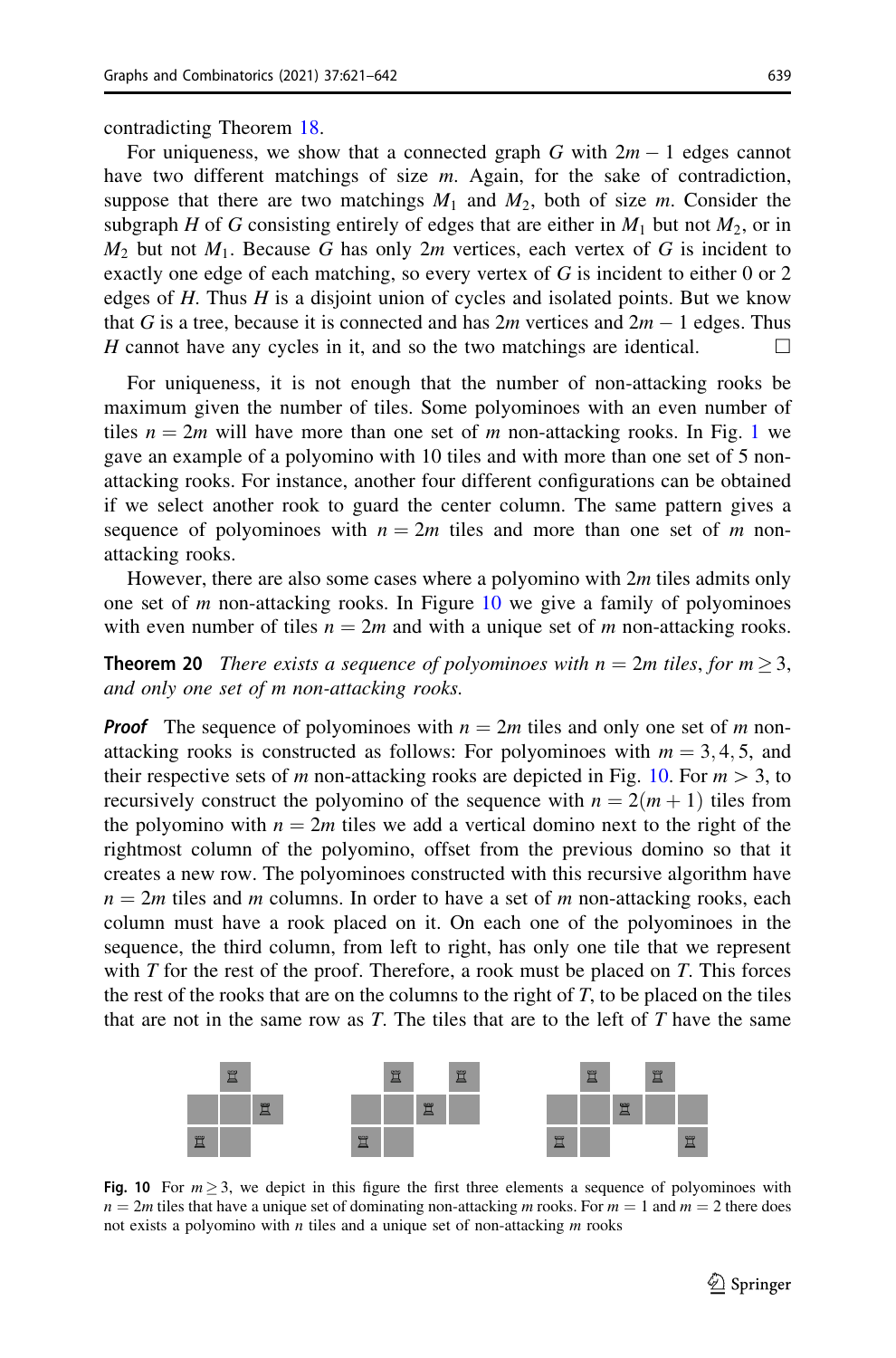contradicting Theorem 18.

For uniqueness, we show that a connected graph $G$ with $2m-1$ edges cannot have two different matchings of size $m$. Again, for the sake of contradiction, suppose that there are two matchings $M_1$ and $M_2$, both of size $m$. Consider the subgraph $H$ of $G$ consisting entirely of edges that are either in $M_1$ but not $M_2$, or in $M_2$ but not $M_1$. Because $G$ has only $2m$ vertices, each vertex of $G$ is incident to exactly one edge of each matching, so every vertex of $G$ is incident to either 0 or 2 edges of $H$. Thus $H$ is a disjoint union of cycles and isolated points. But we know that $G$ is a tree, because it is connected and has $2m$ vertices and $2m-1$ edges. Thus $H$ cannot have any cycles in it, and so the two matchings are identical. □

For uniqueness, it is not enough that the number of non-attacking rooks be maximum given the number of tiles. Some polyominoes with an even number of tiles $n = 2m$ will have more than one set of $m$ non-attacking rooks. In Fig. 1 we gave an example of a polyomino with 10 tiles and with more than one set of 5 non-attacking rooks. For instance, another four different configurations can be obtained if we select another rook to guard the center column. The same pattern gives a sequence of polyominoes with $n = 2m$ tiles and more than one set of $m$ non-attacking rooks.

However, there are also some cases where a polyomino with $2m$ tiles admits only one set of $m$ non-attacking rooks. In Figure 10 we give a family of polyominoes with even number of tiles $n = 2m$ and with a unique set of $m$ non-attacking rooks.

**Theorem 20** *There exists a sequence of polyominoes with $n = 2m$ tiles, for $m \geq 3$, and only one set of $m$ non-attacking rooks.*

***Proof*** The sequence of polyominoes with $n = 2m$ tiles and only one set of $m$ non-attacking rooks is constructed as follows: For polyominoes with $m = 3, 4, 5$, and their respective sets of $m$ non-attacking rooks are depicted in Fig. 10. For $m > 3$, to recursively construct the polyomino of the sequence with $n = 2(m+1)$ tiles from the polyomino with $n = 2m$ tiles we add a vertical domino next to the right of the rightmost column of the polyomino, offset from the previous domino so that it creates a new row. The polyominoes constructed with this recursive algorithm have $n = 2m$ tiles and $m$ columns. In order to have a set of $m$ non-attacking rooks, each column must have a rook placed on it. On each one of the polyominoes in the sequence, the third column, from left to right, has only one tile that we represent with $T$ for the rest of the proof. Therefore, a rook must be placed on $T$. This forces the rest of the rooks that are on the columns to the right of $T$, to be placed on the tiles that are not in the same row as $T$. The tiles that are to the left of $T$ have the same

**Fig. 10** For $m \geq 3$, we depict in this figure the first three elements a sequence of polyominoes with $n = 2m$ tiles that have a unique set of dominating non-attacking $m$ rooks. For $m = 1$ and $m = 2$ there does not exists a polyomino with $n$ tiles and a unique set of non-attacking $m$ rooks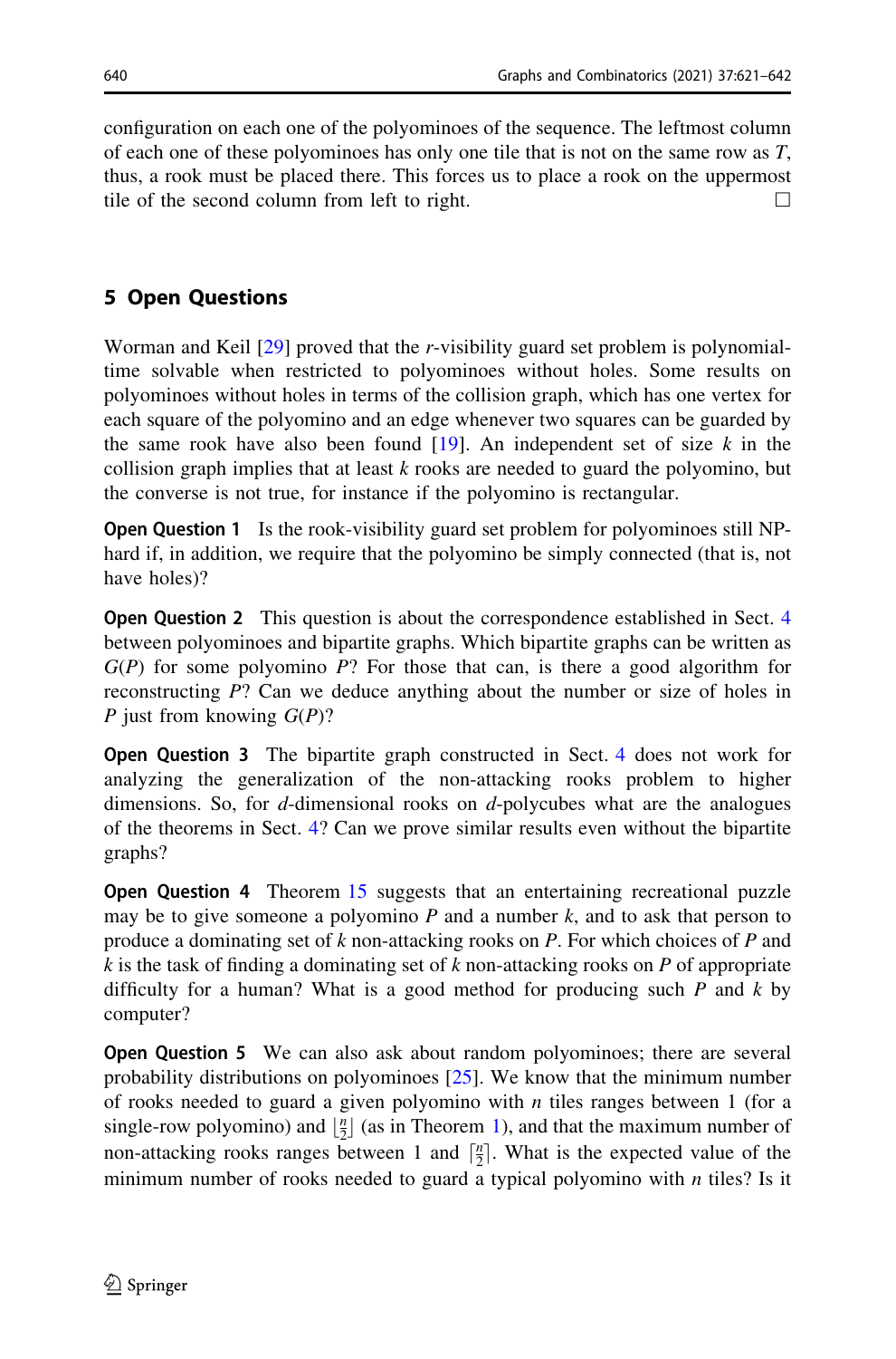configuration on each one of the polyominoes of the sequence. The leftmost column of each one of these polyominoes has only one tile that is not on the same row as $T$, thus, a rook must be placed there. This forces us to place a rook on the uppermost tile of the second column from left to right. □

## 5 Open Questions

Worman and Keil [29] proved that the $r$-visibility guard set problem is polynomial-time solvable when restricted to polyominoes without holes. Some results on polyominoes without holes in terms of the collision graph, which has one vertex for each square of the polyomino and an edge whenever two squares can be guarded by the same rook have also been found [19]. An independent set of size $k$ in the collision graph implies that at least $k$ rooks are needed to guard the polyomino, but the converse is not true, for instance if the polyomino is rectangular.

**Open Question 1** Is the rook-visibility guard set problem for polyominoes still NP-hard if, in addition, we require that the polyomino be simply connected (that is, not have holes)?

**Open Question 2** This question is about the correspondence established in Sect. 4 between polyominoes and bipartite graphs. Which bipartite graphs can be written as $G(P)$ for some polyomino $P$? For those that can, is there a good algorithm for reconstructing $P$? Can we deduce anything about the number or size of holes in $P$ just from knowing $G(P)$?

**Open Question 3** The bipartite graph constructed in Sect. 4 does not work for analyzing the generalization of the non-attacking rooks problem to higher dimensions. So, for $d$-dimensional rooks on $d$-polycubes what are the analogues of the theorems in Sect. 4? Can we prove similar results even without the bipartite graphs?

**Open Question 4** Theorem 15 suggests that an entertaining recreational puzzle may be to give someone a polyomino $P$ and a number $k$, and to ask that person to produce a dominating set of $k$ non-attacking rooks on $P$. For which choices of $P$ and $k$ is the task of finding a dominating set of $k$ non-attacking rooks on $P$ of appropriate difficulty for a human? What is a good method for producing such $P$ and $k$ by computer?

**Open Question 5** We can also ask about random polyominoes; there are several probability distributions on polyominoes [25]. We know that the minimum number of rooks needed to guard a given polyomino with $n$ tiles ranges between 1 (for a single-row polyomino) and $\lfloor \frac{n}{2} \rfloor$ (as in Theorem 1), and that the maximum number of non-attacking rooks ranges between 1 and $\lceil \frac{n}{2} \rceil$. What is the expected value of the minimum number of rooks needed to guard a typical polyomino with $n$ tiles? Is it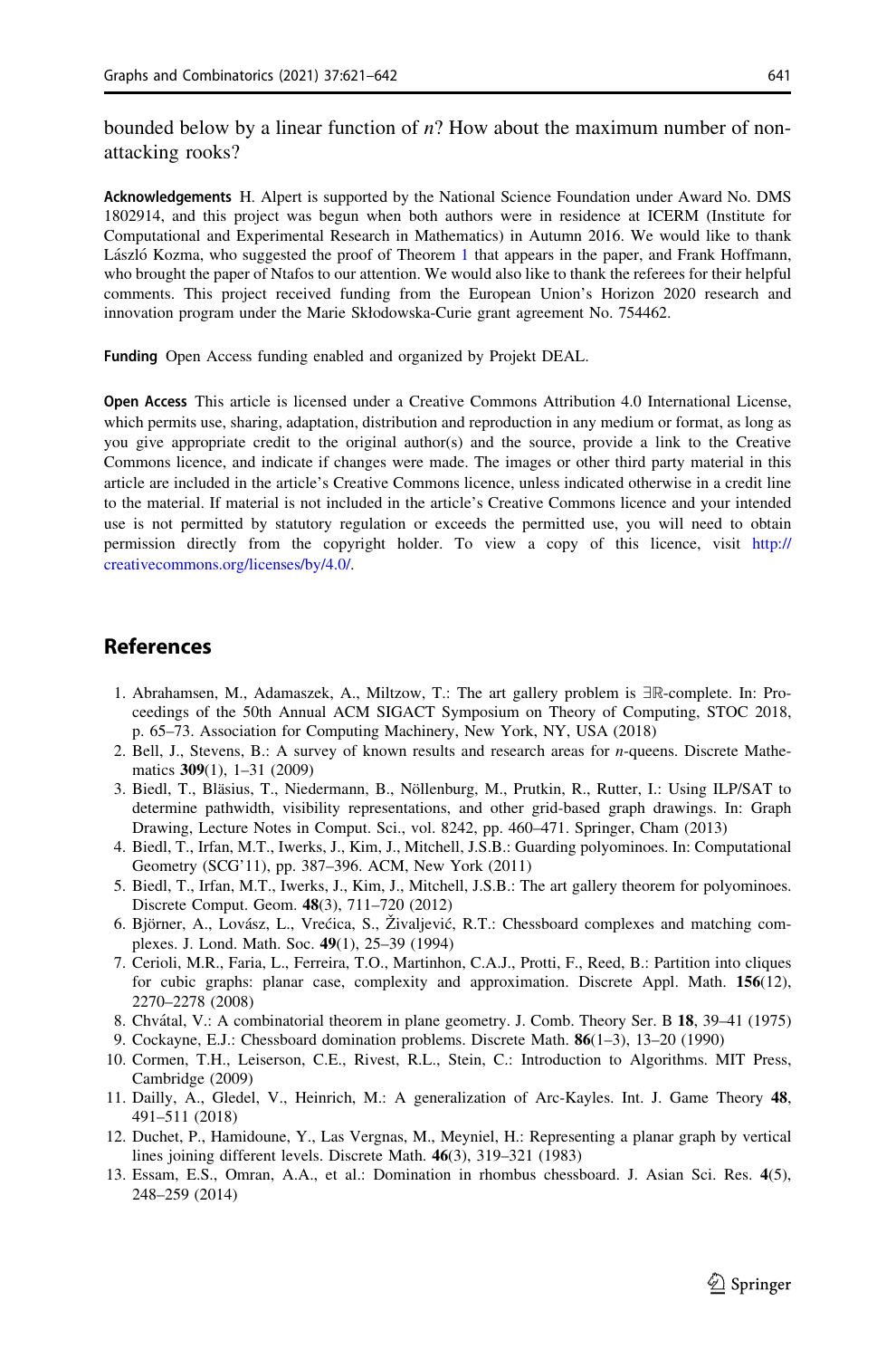bounded below by a linear function of $n$? How about the maximum number of non-attacking rooks?

**Acknowledgements** H. Alpert is supported by the National Science Foundation under Award No. DMS 1802914, and this project was begun when both authors were in residence at ICERM (Institute for Computational and Experimental Research in Mathematics) in Autumn 2016. We would like to thank László Kozma, who suggested the proof of Theorem 1 that appears in the paper, and Frank Hoffmann, who brought the paper of Ntafos to our attention. We would also like to thank the referees for their helpful comments. This project received funding from the European Union's Horizon 2020 research and innovation program under the Marie Skłodowska-Curie grant agreement No. 754462.

**Funding** Open Access funding enabled and organized by Projekt DEAL.

**Open Access** This article is licensed under a Creative Commons Attribution 4.0 International License, which permits use, sharing, adaptation, distribution and reproduction in any medium or format, as long as you give appropriate credit to the original author(s) and the source, provide a link to the Creative Commons licence, and indicate if changes were made. The images or other third party material in this article are included in the article's Creative Commons licence, unless indicated otherwise in a credit line to the material. If material is not included in the article's Creative Commons licence and your intended use is not permitted by statutory regulation or exceeds the permitted use, you will need to obtain permission directly from the copyright holder. To view a copy of this licence, visit http://creativecommons.org/licenses/by/4.0/.

## References

1. Abrahamsen, M., Adamaszek, A., Miltzow, T.: The art gallery problem is $\exists\mathbb{R}$-complete. In: Proceedings of the 50th Annual ACM SIGACT Symposium on Theory of Computing, STOC 2018, p. 65–73. Association for Computing Machinery, New York, NY, USA (2018)
2. Bell, J., Stevens, B.: A survey of known results and research areas for $n$-queens. Discrete Mathematics **309**(1), 1–31 (2009)
3. Biedl, T., Bläsius, T., Niedermann, B., Nöllenburg, M., Prutkin, R., Rutter, I.: Using ILP/SAT to determine pathwidth, visibility representations, and other grid-based graph drawings. In: Graph Drawing, Lecture Notes in Comput. Sci., vol. 8242, pp. 460–471. Springer, Cham (2013)
4. Biedl, T., Irfan, M.T., Iwerks, J., Kim, J., Mitchell, J.S.B.: Guarding polyominoes. In: Computational Geometry (SCG'11), pp. 387–396. ACM, New York (2011)
5. Biedl, T., Irfan, M.T., Iwerks, J., Kim, J., Mitchell, J.S.B.: The art gallery theorem for polyominoes. Discrete Comput. Geom. **48**(3), 711–720 (2012)
6. Björner, A., Lovász, L., Vrećica, S., Živaljević, R.T.: Chessboard complexes and matching complexes. J. Lond. Math. Soc. **49**(1), 25–39 (1994)
7. Cerioli, M.R., Faria, L., Ferreira, T.O., Martinhon, C.A.J., Protti, F., Reed, B.: Partition into cliques for cubic graphs: planar case, complexity and approximation. Discrete Appl. Math. **156**(12), 2270–2278 (2008)
8. Chvátal, V.: A combinatorial theorem in plane geometry. J. Comb. Theory Ser. B **18**, 39–41 (1975)
9. Cockayne, E.J.: Chessboard domination problems. Discrete Math. **86**(1–3), 13–20 (1990)
10. Cormen, T.H., Leiserson, C.E., Rivest, R.L., Stein, C.: Introduction to Algorithms. MIT Press, Cambridge (2009)
11. Dailly, A., Gledel, V., Heinrich, M.: A generalization of Arc-Kayles. Int. J. Game Theory **48**, 491–511 (2018)
12. Duchet, P., Hamidoune, Y., Las Vergnas, M., Meyniel, H.: Representing a planar graph by vertical lines joining different levels. Discrete Math. **46**(3), 319–321 (1983)
13. Essam, E.S., Omran, A.A., et al.: Domination in rhombus chessboard. J. Asian Sci. Res. **4**(5), 248–259 (2014)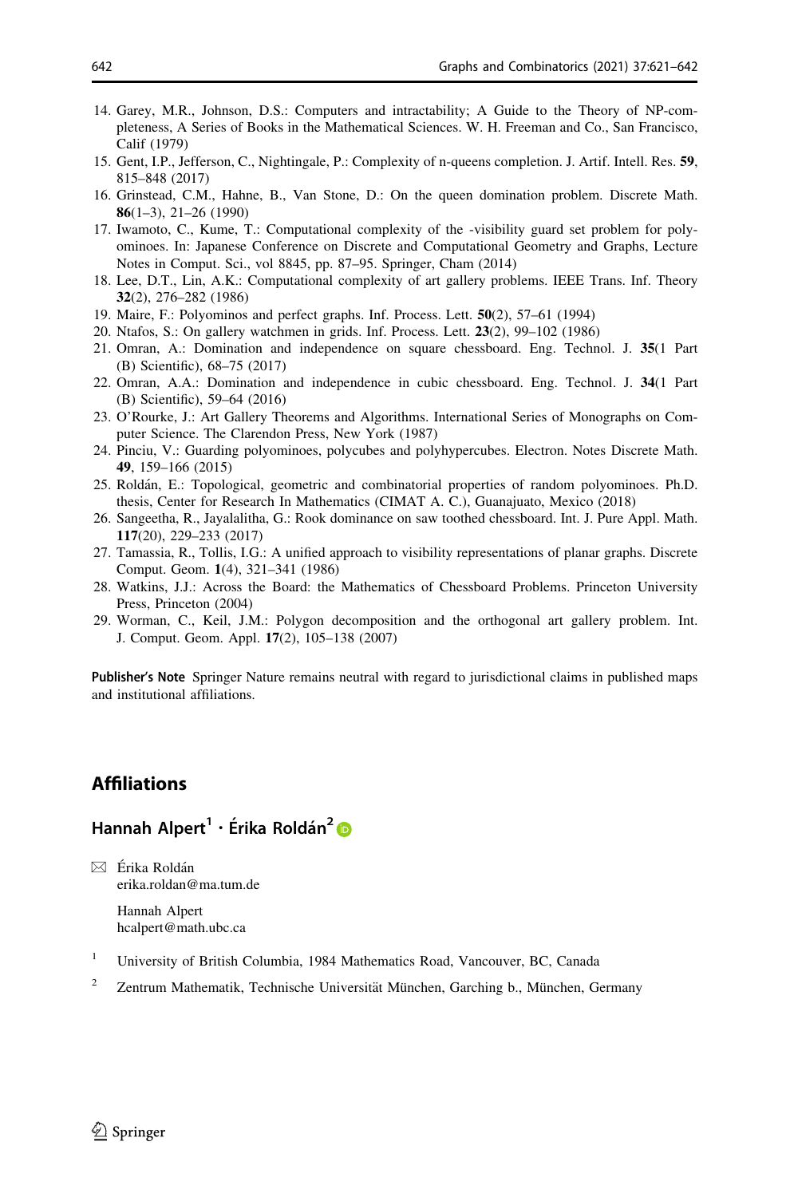14. Garey, M.R., Johnson, D.S.: Computers and intractability; A Guide to the Theory of NP-completeness, A Series of Books in the Mathematical Sciences. W. H. Freeman and Co., San Francisco, Calif (1979)
15. Gent, I.P., Jefferson, C., Nightingale, P.: Complexity of n-queens completion. J. Artif. Intell. Res. **59**, 815–848 (2017)
16. Grinstead, C.M., Hahne, B., Van Stone, D.: On the queen domination problem. Discrete Math. **86**(1–3), 21–26 (1990)
17. Iwamoto, C., Kume, T.: Computational complexity of the -visibility guard set problem for polyominoes. In: Japanese Conference on Discrete and Computational Geometry and Graphs, Lecture Notes in Comput. Sci., vol 8845, pp. 87–95. Springer, Cham (2014)
18. Lee, D.T., Lin, A.K.: Computational complexity of art gallery problems. IEEE Trans. Inf. Theory **32**(2), 276–282 (1986)
19. Maire, F.: Polyominos and perfect graphs. Inf. Process. Lett. **50**(2), 57–61 (1994)
20. Ntafos, S.: On gallery watchmen in grids. Inf. Process. Lett. **23**(2), 99–102 (1986)
21. Omran, A.: Domination and independence on square chessboard. Eng. Technol. J. **35**(1 Part (B) Scientific), 68–75 (2017)
22. Omran, A.A.: Domination and independence in cubic chessboard. Eng. Technol. J. **34**(1 Part (B) Scientific), 59–64 (2016)
23. O'Rourke, J.: Art Gallery Theorems and Algorithms. International Series of Monographs on Computer Science. The Clarendon Press, New York (1987)
24. Pinciu, V.: Guarding polyominoes, polycubes and polyhypercubes. Electron. Notes Discrete Math. **49**, 159–166 (2015)
25. Roldán, E.: Topological, geometric and combinatorial properties of random polyominoes. Ph.D. thesis, Center for Research In Mathematics (CIMAT A. C.), Guanajuato, Mexico (2018)
26. Sangeetha, R., Jayalalitha, G.: Rook dominance on saw toothed chessboard. Int. J. Pure Appl. Math. **117**(20), 229–233 (2017)
27. Tamassia, R., Tollis, I.G.: A unified approach to visibility representations of planar graphs. Discrete Comput. Geom. **1**(4), 321–341 (1986)
28. Watkins, J.J.: Across the Board: the Mathematics of Chessboard Problems. Princeton University Press, Princeton (2004)
29. Worman, C., Keil, J.M.: Polygon decomposition and the orthogonal art gallery problem. Int. J. Comput. Geom. Appl. **17**(2), 105–138 (2007)

**Publisher's Note** Springer Nature remains neutral with regard to jurisdictional claims in published maps and institutional affiliations.

## Affiliations

### Hannah Alpert[1] · Érika Roldán[2]

✉ Érika Roldán
erika.roldan@ma.tum.de

Hannah Alpert
hcalpert@math.ubc.ca

[1] University of British Columbia, 1984 Mathematics Road, Vancouver, BC, Canada

[2] Zentrum Mathematik, Technische Universität München, Garching b., München, Germany